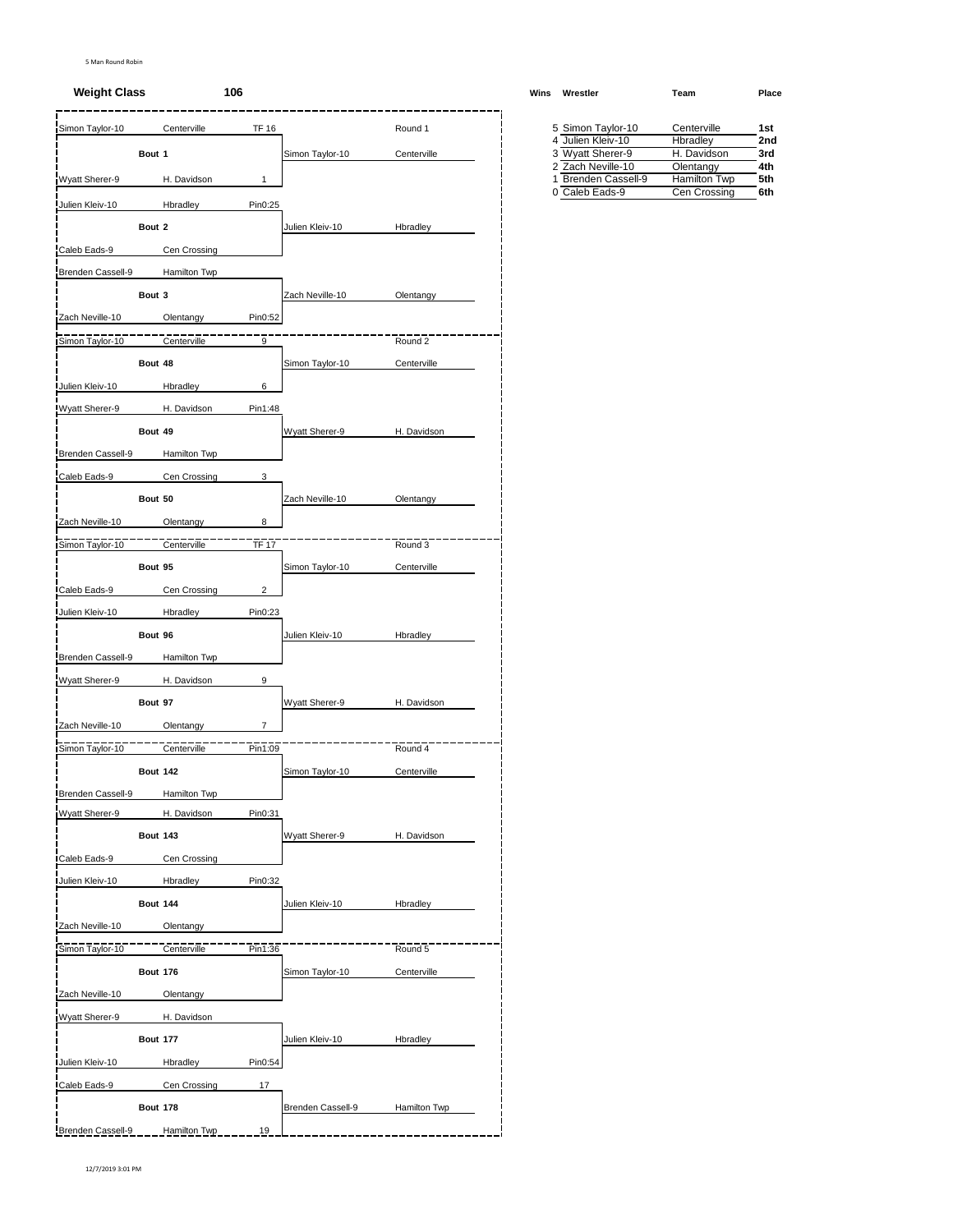5 Man Round Robin

## Weight Class 106

### Round 1

| Wrestler | Team | Score | Bout | Winner | Winner Team |
|---|---|---|---|---|---|
| Simon Taylor-10 | Centerville | TF 16 | Bout 1 | Simon Taylor-10 | Centerville |
| Wyatt Sherer-9 | H. Davidson | 1 | | | |
| Julien Kleiv-10 | Hbradley | Pin0:25 | Bout 2 | Julien Kleiv-10 | Hbradley |
| Caleb Eads-9 | Cen Crossing | | | | |
| Brenden Cassell-9 | Hamilton Twp | | Bout 3 | Zach Neville-10 | Olentangy |
| Zach Neville-10 | Olentangy | Pin0:52 | | | |

### Round 2

| Wrestler | Team | Score | Bout | Winner | Winner Team |
|---|---|---|---|---|---|
| Simon Taylor-10 | Centerville | 9 | Bout 48 | Simon Taylor-10 | Centerville |
| Julien Kleiv-10 | Hbradley | 6 | | | |
| Wyatt Sherer-9 | H. Davidson | Pin1:48 | Bout 49 | Wyatt Sherer-9 | H. Davidson |
| Brenden Cassell-9 | Hamilton Twp | | | | |
| Caleb Eads-9 | Cen Crossing | 3 | Bout 50 | Zach Neville-10 | Olentangy |
| Zach Neville-10 | Olentangy | 8 | | | |

### Round 3

| Wrestler | Team | Score | Bout | Winner | Winner Team |
|---|---|---|---|---|---|
| Simon Taylor-10 | Centerville | TF 17 | Bout 95 | Simon Taylor-10 | Centerville |
| Caleb Eads-9 | Cen Crossing | 2 | | | |
| Julien Kleiv-10 | Hbradley | Pin0:23 | Bout 96 | Julien Kleiv-10 | Hbradley |
| Brenden Cassell-9 | Hamilton Twp | | | | |
| Wyatt Sherer-9 | H. Davidson | 9 | Bout 97 | Wyatt Sherer-9 | H. Davidson |
| Zach Neville-10 | Olentangy | 7 | | | |

### Round 4

| Wrestler | Team | Score | Bout | Winner | Winner Team |
|---|---|---|---|---|---|
| Simon Taylor-10 | Centerville | Pin1:09 | Bout 142 | Simon Taylor-10 | Centerville |
| Brenden Cassell-9 | Hamilton Twp | | | | |
| Wyatt Sherer-9 | H. Davidson | Pin0:31 | Bout 143 | Wyatt Sherer-9 | H. Davidson |
| Caleb Eads-9 | Cen Crossing | | | | |
| Julien Kleiv-10 | Hbradley | Pin0:32 | Bout 144 | Julien Kleiv-10 | Hbradley |
| Zach Neville-10 | Olentangy | | | | |

### Round 5

| Wrestler | Team | Score | Bout | Winner | Winner Team |
|---|---|---|---|---|---|
| Simon Taylor-10 | Centerville | Pin1:36 | Bout 176 | Simon Taylor-10 | Centerville |
| Zach Neville-10 | Olentangy | | | | |
| Wyatt Sherer-9 | H. Davidson | | Bout 177 | Julien Kleiv-10 | Hbradley |
| Julien Kleiv-10 | Hbradley | Pin0:54 | | | |
| Caleb Eads-9 | Cen Crossing | 17 | Bout 178 | Brenden Cassell-9 | Hamilton Twp |
| Brenden Cassell-9 | Hamilton Twp | 19 | | | |

### Standings

| Wins | Wrestler | Team | Place |
|---|---|---|---|
| 5 | Simon Taylor-10 | Centerville | 1st |
| 4 | Julien Kleiv-10 | Hbradley | 2nd |
| 3 | Wyatt Sherer-9 | H. Davidson | 3rd |
| 2 | Zach Neville-10 | Olentangy | 4th |
| 1 | Brenden Cassell-9 | Hamilton Twp | 5th |
| 0 | Caleb Eads-9 | Cen Crossing | 6th |

12/7/2019 3:01 PM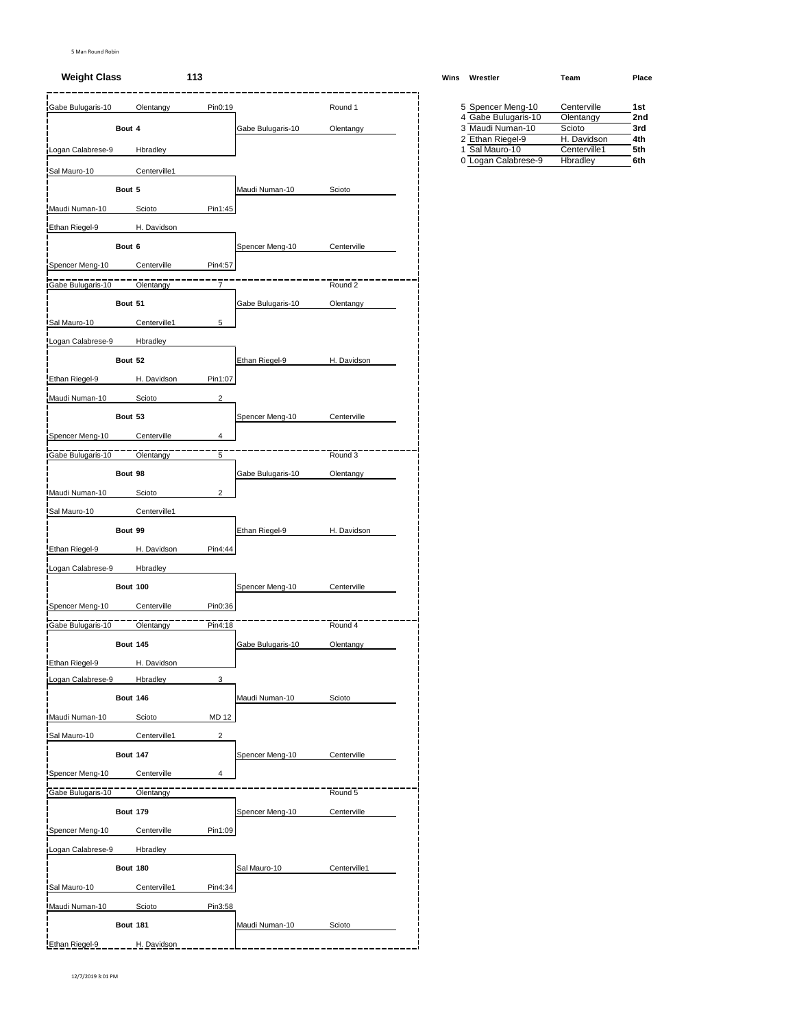5 Man Round Robin

**Weight Class** 113

## Round 1

| Wrestler | Team | Result | Bout | Winner | Winner Team |
|---|---|---|---|---|---|
| Gabe Bulugaris-10 | Olentangy | Pin0:19 | Bout 4 | Gabe Bulugaris-10 | Olentangy |
| Logan Calabrese-9 | Hbradley | | | | |
| Sal Mauro-10 | Centerville1 | | Bout 5 | Maudi Numan-10 | Scioto |
| Maudi Numan-10 | Scioto | Pin1:45 | | | |
| Ethan Riegel-9 | H. Davidson | | Bout 6 | Spencer Meng-10 | Centerville |
| Spencer Meng-10 | Centerville | Pin4:57 | | | |

## Round 2

| Wrestler | Team | Result | Bout | Winner | Winner Team |
|---|---|---|---|---|---|
| Gabe Bulugaris-10 | Olentangy | 7 | Bout 51 | Gabe Bulugaris-10 | Olentangy |
| Sal Mauro-10 | Centerville1 | 5 | | | |
| Logan Calabrese-9 | Hbradley | | Bout 52 | Ethan Riegel-9 | H. Davidson |
| Ethan Riegel-9 | H. Davidson | Pin1:07 | | | |
| Maudi Numan-10 | Scioto | 2 | Bout 53 | Spencer Meng-10 | Centerville |
| Spencer Meng-10 | Centerville | 4 | | | |

## Round 3

| Wrestler | Team | Result | Bout | Winner | Winner Team |
|---|---|---|---|---|---|
| Gabe Bulugaris-10 | Olentangy | 5 | Bout 98 | Gabe Bulugaris-10 | Olentangy |
| Maudi Numan-10 | Scioto | 2 | | | |
| Sal Mauro-10 | Centerville1 | | Bout 99 | Ethan Riegel-9 | H. Davidson |
| Ethan Riegel-9 | H. Davidson | Pin4:44 | | | |
| Logan Calabrese-9 | Hbradley | | Bout 100 | Spencer Meng-10 | Centerville |
| Spencer Meng-10 | Centerville | Pin0:36 | | | |

## Round 4

| Wrestler | Team | Result | Bout | Winner | Winner Team |
|---|---|---|---|---|---|
| Gabe Bulugaris-10 | Olentangy | Pin4:18 | Bout 145 | Gabe Bulugaris-10 | Olentangy |
| Ethan Riegel-9 | H. Davidson | | | | |
| Logan Calabrese-9 | Hbradley | 3 | Bout 146 | Maudi Numan-10 | Scioto |
| Maudi Numan-10 | Scioto | MD 12 | | | |
| Sal Mauro-10 | Centerville1 | 2 | Bout 147 | Spencer Meng-10 | Centerville |
| Spencer Meng-10 | Centerville | 4 | | | |

## Round 5

| Wrestler | Team | Result | Bout | Winner | Winner Team |
|---|---|---|---|---|---|
| Gabe Bulugaris-10 | Olentangy | | Bout 179 | Spencer Meng-10 | Centerville |
| Spencer Meng-10 | Centerville | Pin1:09 | | | |
| Logan Calabrese-9 | Hbradley | | Bout 180 | Sal Mauro-10 | Centerville1 |
| Sal Mauro-10 | Centerville1 | Pin4:34 | | | |
| Maudi Numan-10 | Scioto | Pin3:58 | Bout 181 | Maudi Numan-10 | Scioto |
| Ethan Riegel-9 | H. Davidson | | | | |

## Standings

| Wins | Wrestler | Team | Place |
|---|---|---|---|
| 5 | Spencer Meng-10 | Centerville | 1st |
| 4 | Gabe Bulugaris-10 | Olentangy | 2nd |
| 3 | Maudi Numan-10 | Scioto | 3rd |
| 2 | Ethan Riegel-9 | H. Davidson | 4th |
| 1 | Sal Mauro-10 | Centerville1 | 5th |
| 0 | Logan Calabrese-9 | Hbradley | 6th |

12/7/2019 3:01 PM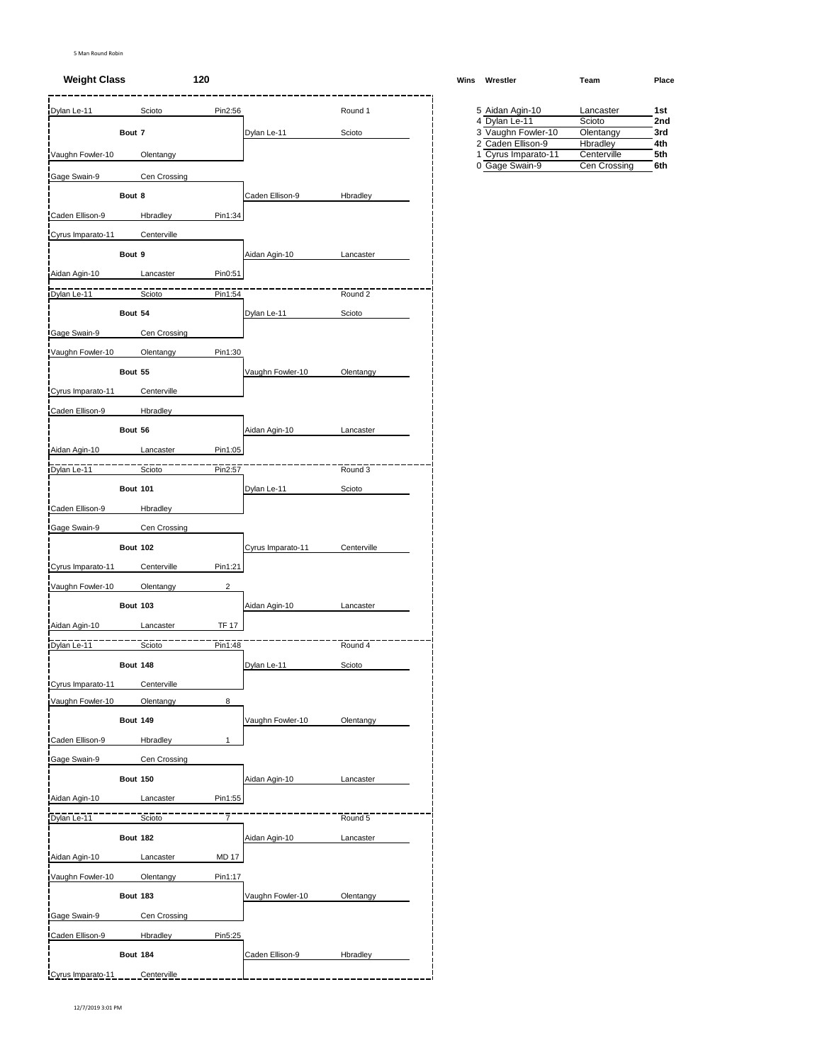5 Man Round Robin

**Weight Class** **120**

### Round 1

| Wrestler | Team | Result | Bout | Winner | Winner Team |
|---|---|---|---|---|---|
| Dylan Le-11 | Scioto | Pin2:56 | Bout 7 | Dylan Le-11 | Scioto |
| Vaughn Fowler-10 | Olentangy | | | | |
| Gage Swain-9 | Cen Crossing | | Bout 8 | Caden Ellison-9 | Hbradley |
| Caden Ellison-9 | Hbradley | Pin1:34 | | | |
| Cyrus Imparato-11 | Centerville | | Bout 9 | Aidan Agin-10 | Lancaster |
| Aidan Agin-10 | Lancaster | Pin0:51 | | | |

### Round 2

| Wrestler | Team | Result | Bout | Winner | Winner Team |
|---|---|---|---|---|---|
| Dylan Le-11 | Scioto | Pin1:54 | Bout 54 | Dylan Le-11 | Scioto |
| Gage Swain-9 | Cen Crossing | | | | |
| Vaughn Fowler-10 | Olentangy | Pin1:30 | Bout 55 | Vaughn Fowler-10 | Olentangy |
| Cyrus Imparato-11 | Centerville | | | | |
| Caden Ellison-9 | Hbradley | | Bout 56 | Aidan Agin-10 | Lancaster |
| Aidan Agin-10 | Lancaster | Pin1:05 | | | |

### Round 3

| Wrestler | Team | Result | Bout | Winner | Winner Team |
|---|---|---|---|---|---|
| Dylan Le-11 | Scioto | Pin2:57 | Bout 101 | Dylan Le-11 | Scioto |
| Caden Ellison-9 | Hbradley | | | | |
| Gage Swain-9 | Cen Crossing | | Bout 102 | Cyrus Imparato-11 | Centerville |
| Cyrus Imparato-11 | Centerville | Pin1:21 | | | |
| Vaughn Fowler-10 | Olentangy | 2 | Bout 103 | Aidan Agin-10 | Lancaster |
| Aidan Agin-10 | Lancaster | TF 17 | | | |

### Round 4

| Wrestler | Team | Result | Bout | Winner | Winner Team |
|---|---|---|---|---|---|
| Dylan Le-11 | Scioto | Pin1:48 | Bout 148 | Dylan Le-11 | Scioto |
| Cyrus Imparato-11 | Centerville | | | | |
| Vaughn Fowler-10 | Olentangy | 8 | Bout 149 | Vaughn Fowler-10 | Olentangy |
| Caden Ellison-9 | Hbradley | 1 | | | |
| Gage Swain-9 | Cen Crossing | | Bout 150 | Aidan Agin-10 | Lancaster |
| Aidan Agin-10 | Lancaster | Pin1:55 | | | |

### Round 5

| Wrestler | Team | Result | Bout | Winner | Winner Team |
|---|---|---|---|---|---|
| Dylan Le-11 | Scioto | 7 | Bout 182 | Aidan Agin-10 | Lancaster |
| Aidan Agin-10 | Lancaster | MD 17 | | | |
| Vaughn Fowler-10 | Olentangy | Pin1:17 | Bout 183 | Vaughn Fowler-10 | Olentangy |
| Gage Swain-9 | Cen Crossing | | | | |
| Caden Ellison-9 | Hbradley | Pin5:25 | Bout 184 | Caden Ellison-9 | Hbradley |
| Cyrus Imparato-11 | Centerville | | | | |

### Standings

| Wins | Wrestler | Team | Place |
|---|---|---|---|
| 5 | Aidan Agin-10 | Lancaster | 1st |
| 4 | Dylan Le-11 | Scioto | 2nd |
| 3 | Vaughn Fowler-10 | Olentangy | 3rd |
| 2 | Caden Ellison-9 | Hbradley | 4th |
| 1 | Cyrus Imparato-11 | Centerville | 5th |
| 0 | Gage Swain-9 | Cen Crossing | 6th |

12/7/2019 3:01 PM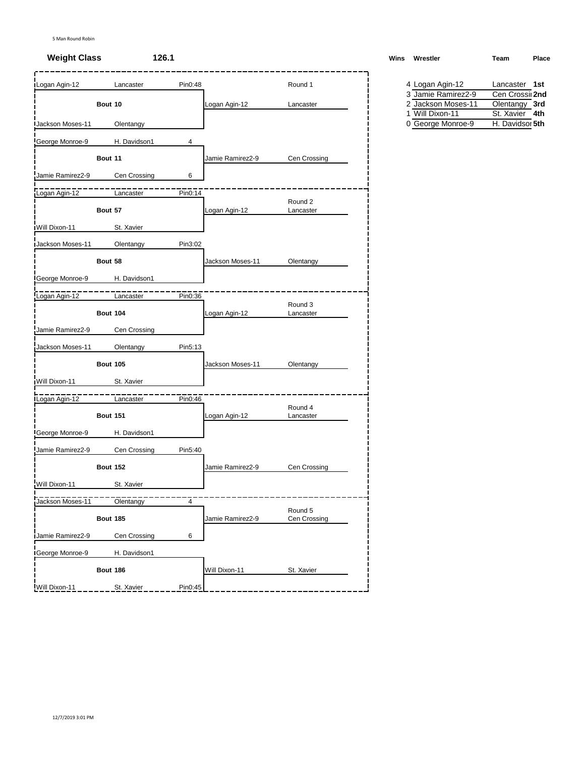5 Man Round Robin

**Weight Class** **126.1**

### Round 1

| Wrestler | Team | Result |
|---|---|---|
| Logan Agin-12 | Lancaster | Pin0:48 |
| **Bout 10** | | Winner: Logan Agin-12 (Lancaster) |
| Jackson Moses-11 | Olentangy | |

| Wrestler | Team | Result |
|---|---|---|
| George Monroe-9 | H. Davidson1 | 4 |
| **Bout 11** | | Winner: Jamie Ramirez2-9 (Cen Crossing) |
| Jamie Ramirez2-9 | Cen Crossing | 6 |

### Round 2

| Wrestler | Team | Result |
|---|---|---|
| Logan Agin-12 | Lancaster | Pin0:14 |
| **Bout 57** | | Winner: Logan Agin-12 (Lancaster) |
| Will Dixon-11 | St. Xavier | |

| Wrestler | Team | Result |
|---|---|---|
| Jackson Moses-11 | Olentangy | Pin3:02 |
| **Bout 58** | | Winner: Jackson Moses-11 (Olentangy) |
| George Monroe-9 | H. Davidson1 | |

### Round 3

| Wrestler | Team | Result |
|---|---|---|
| Logan Agin-12 | Lancaster | Pin0:36 |
| **Bout 104** | | Winner: Logan Agin-12 (Lancaster) |
| Jamie Ramirez2-9 | Cen Crossing | |

| Wrestler | Team | Result |
|---|---|---|
| Jackson Moses-11 | Olentangy | Pin5:13 |
| **Bout 105** | | Winner: Jackson Moses-11 (Olentangy) |
| Will Dixon-11 | St. Xavier | |

### Round 4

| Wrestler | Team | Result |
|---|---|---|
| Logan Agin-12 | Lancaster | Pin0:46 |
| **Bout 151** | | Winner: Logan Agin-12 (Lancaster) |
| George Monroe-9 | H. Davidson1 | |

| Wrestler | Team | Result |
|---|---|---|
| Jamie Ramirez2-9 | Cen Crossing | Pin5:40 |
| **Bout 152** | | Winner: Jamie Ramirez2-9 (Cen Crossing) |
| Will Dixon-11 | St. Xavier | |

### Round 5

| Wrestler | Team | Result |
|---|---|---|
| Jackson Moses-11 | Olentangy | 4 |
| **Bout 185** | | Winner: Jamie Ramirez2-9 (Cen Crossing) |
| Jamie Ramirez2-9 | Cen Crossing | 6 |

| Wrestler | Team | Result |
|---|---|---|
| George Monroe-9 | H. Davidson1 | |
| **Bout 186** | | Winner: Will Dixon-11 (St. Xavier) |
| Will Dixon-11 | St. Xavier | Pin0:45 |

### Standings

| Wins | Wrestler | Team | Place |
|---|---|---|---|
| 4 | Logan Agin-12 | Lancaster | **1st** |
| 3 | Jamie Ramirez2-9 | Cen Crossi | **2nd** |
| 2 | Jackson Moses-11 | Olentangy | **3rd** |
| 1 | Will Dixon-11 | St. Xavier | **4th** |
| 0 | George Monroe-9 | H. Davidso | **5th** |

12/7/2019 3:01 PM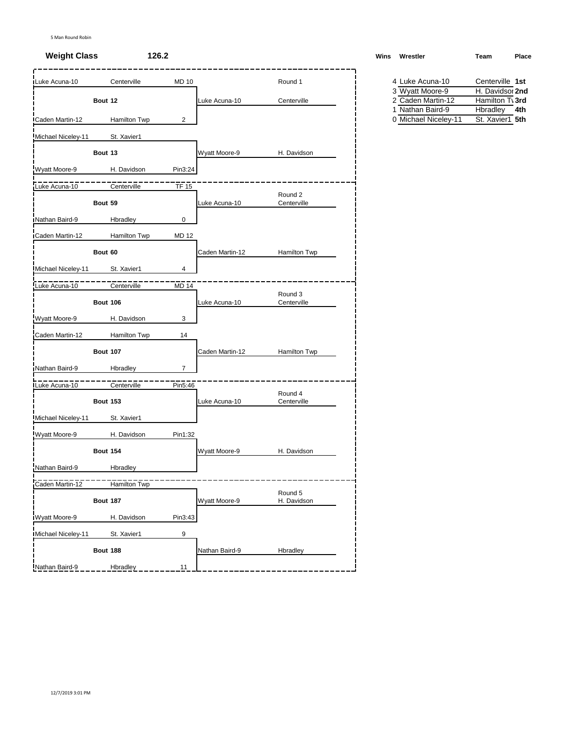5 Man Round Robin

**Weight Class** **126.2**

## Round 1

**Bout 12**

| Wrestler | Team | Score |
|---|---|---|
| Luke Acuna-10 | Centerville | MD 10 |
| Caden Martin-12 | Hamilton Twp | 2 |

Winner: Luke Acuna-10 — Centerville

**Bout 13**

| Wrestler | Team | Score |
|---|---|---|
| Michael Niceley-11 | St. Xavier1 | |
| Wyatt Moore-9 | H. Davidson | Pin3:24 |

Winner: Wyatt Moore-9 — H. Davidson

## Round 2

**Bout 59**

| Wrestler | Team | Score |
|---|---|---|
| Luke Acuna-10 | Centerville | TF 15 |
| Nathan Baird-9 | Hbradley | 0 |

Winner: Luke Acuna-10 — Centerville

**Bout 60**

| Wrestler | Team | Score |
|---|---|---|
| Caden Martin-12 | Hamilton Twp | MD 12 |
| Michael Niceley-11 | St. Xavier1 | 4 |

Winner: Caden Martin-12 — Hamilton Twp

## Round 3

**Bout 106**

| Wrestler | Team | Score |
|---|---|---|
| Luke Acuna-10 | Centerville | MD 14 |
| Wyatt Moore-9 | H. Davidson | 3 |

Winner: Luke Acuna-10 — Centerville

**Bout 107**

| Wrestler | Team | Score |
|---|---|---|
| Caden Martin-12 | Hamilton Twp | 14 |
| Nathan Baird-9 | Hbradley | 7 |

Winner: Caden Martin-12 — Hamilton Twp

## Round 4

**Bout 153**

| Wrestler | Team | Score |
|---|---|---|
| Luke Acuna-10 | Centerville | Pin5:46 |
| Michael Niceley-11 | St. Xavier1 | |

Winner: Luke Acuna-10 — Centerville

**Bout 154**

| Wrestler | Team | Score |
|---|---|---|
| Wyatt Moore-9 | H. Davidson | Pin1:32 |
| Nathan Baird-9 | Hbradley | |

Winner: Wyatt Moore-9 — H. Davidson

## Round 5

**Bout 187**

| Wrestler | Team | Score |
|---|---|---|
| Caden Martin-12 | Hamilton Twp | |
| Wyatt Moore-9 | H. Davidson | Pin3:43 |

Winner: Wyatt Moore-9 — H. Davidson

**Bout 188**

| Wrestler | Team | Score |
|---|---|---|
| Michael Niceley-11 | St. Xavier1 | 9 |
| Nathan Baird-9 | Hbradley | 11 |

Winner: Nathan Baird-9 — Hbradley

## Standings

| Wins | Wrestler | Team | Place |
|---|---|---|---|
| 4 | Luke Acuna-10 | Centerville | 1st |
| 3 | Wyatt Moore-9 | H. Davidson | 2nd |
| 2 | Caden Martin-12 | Hamilton Twp | 3rd |
| 1 | Nathan Baird-9 | Hbradley | 4th |
| 0 | Michael Niceley-11 | St. Xavier1 | 5th |

12/7/2019 3:01 PM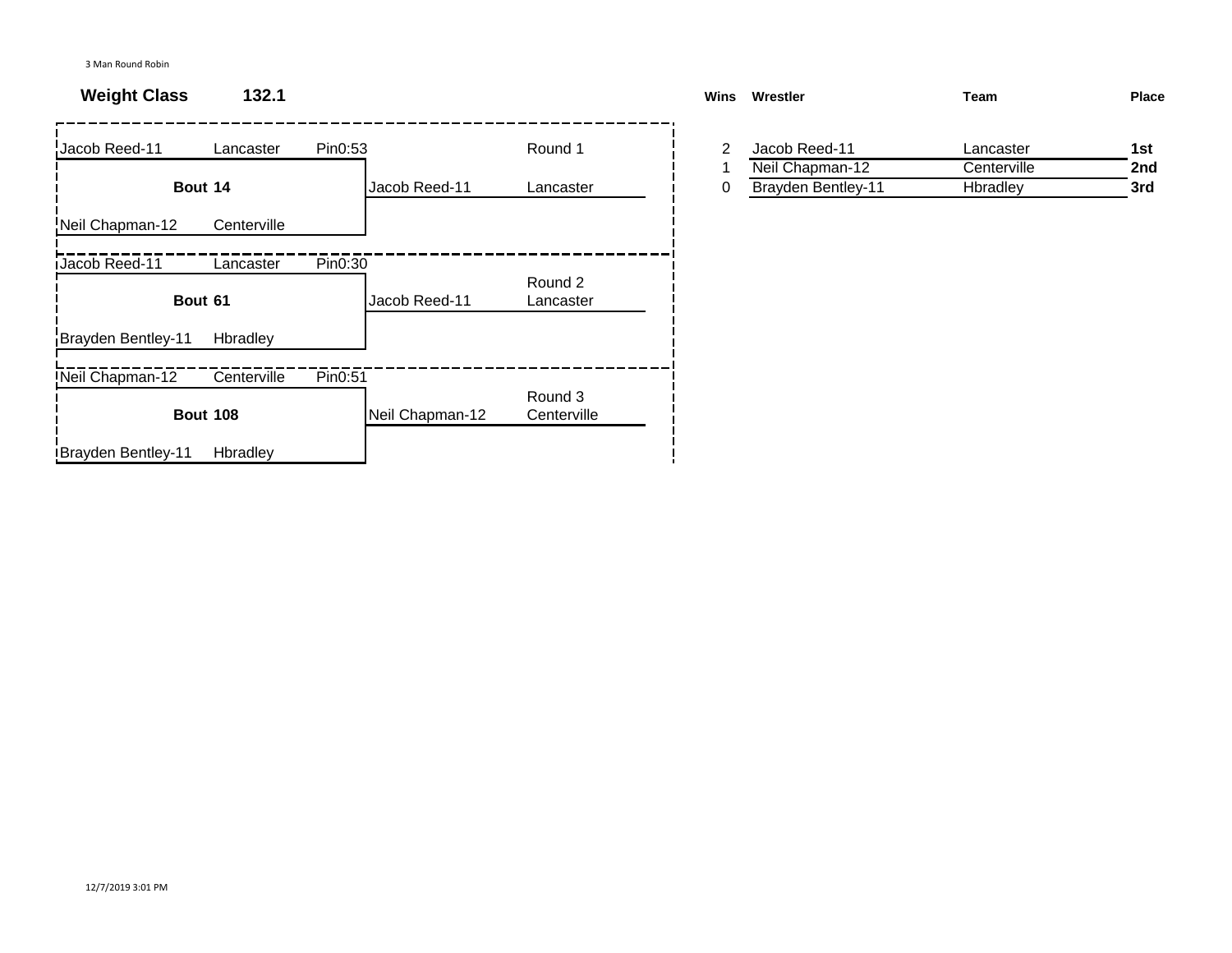3 Man Round Robin

**Weight Class** **132.1**

| Bout | Wrestler 1 | Team 1 | Result | Wrestler 2 | Team 2 | Winner | Winner Team | Round |
|---|---|---|---|---|---|---|---|---|
| **Bout 14** | Jacob Reed-11 | Lancaster | Pin0:53 | Neil Chapman-12 | Centerville | Jacob Reed-11 | Lancaster | Round 1 |
| **Bout 61** | Jacob Reed-11 | Lancaster | Pin0:30 | Brayden Bentley-11 | Hbradley | Jacob Reed-11 | Lancaster | Round 2 |
| **Bout 108** | Neil Chapman-12 | Centerville | Pin0:51 | Brayden Bentley-11 | Hbradley | Neil Chapman-12 | Centerville | Round 3 |

| **Wins** | **Wrestler** | **Team** | **Place** |
|---|---|---|---|
| 2 | Jacob Reed-11 | Lancaster | **1st** |
| 1 | Neil Chapman-12 | Centerville | **2nd** |
| 0 | Brayden Bentley-11 | Hbradley | **3rd** |

12/7/2019 3:01 PM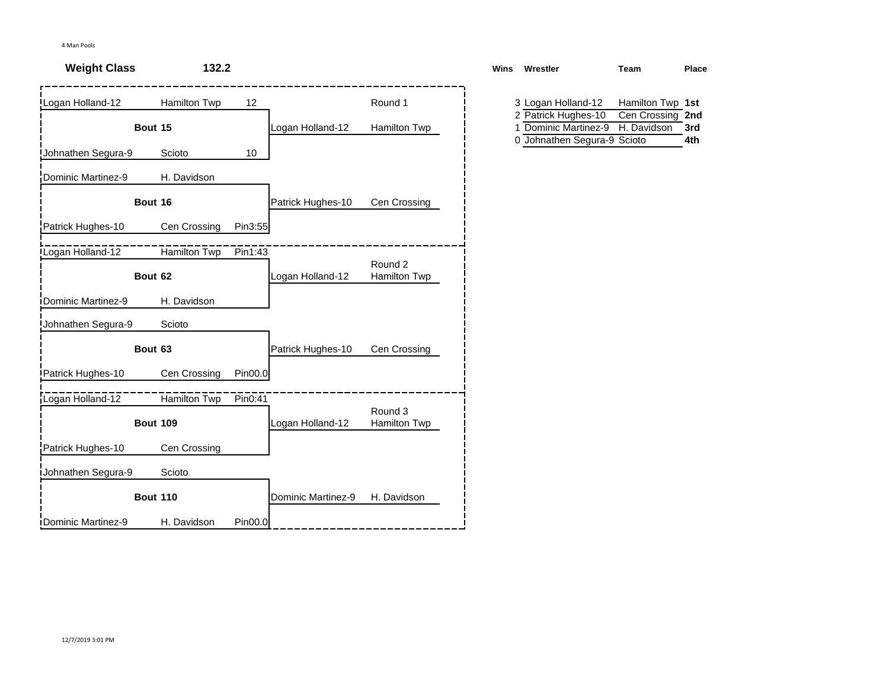4 Man Pools

**Weight Class** **132.2**

| Wrestler | Team | Result | | Winner | Winner Team |
|---|---|---|---|---|---|
| Logan Holland-12 | Hamilton Twp | 12 | | | Round 1 |
| | **Bout 15** | | | Logan Holland-12 | Hamilton Twp |
| Johnathen Segura-9 | Scioto | 10 | | | |
| Dominic Martinez-9 | H. Davidson | | | | |
| | **Bout 16** | | | Patrick Hughes-10 | Cen Crossing |
| Patrick Hughes-10 | Cen Crossing | Pin3:55 | | | |
| Logan Holland-12 | Hamilton Twp | Pin1:43 | | | Round 2 |
| | **Bout 62** | | | Logan Holland-12 | Hamilton Twp |
| Dominic Martinez-9 | H. Davidson | | | | |
| Johnathen Segura-9 | Scioto | | | | |
| | **Bout 63** | | | Patrick Hughes-10 | Cen Crossing |
| Patrick Hughes-10 | Cen Crossing | Pin00.0 | | | |
| Logan Holland-12 | Hamilton Twp | Pin0:41 | | | Round 3 |
| | **Bout 109** | | | Logan Holland-12 | Hamilton Twp |
| Patrick Hughes-10 | Cen Crossing | | | | |
| Johnathen Segura-9 | Scioto | | | | |
| | **Bout 110** | | | Dominic Martinez-9 | H. Davidson |
| Dominic Martinez-9 | H. Davidson | Pin00.0 | | | |

| Wins | Wrestler | Team | Place |
|---|---|---|---|
| 3 | Logan Holland-12 | Hamilton Twp | **1st** |
| 2 | Patrick Hughes-10 | Cen Crossing | **2nd** |
| 1 | Dominic Martinez-9 | H. Davidson | **3rd** |
| 0 | Johnathen Segura-9 | Scioto | **4th** |

12/7/2019 3:01 PM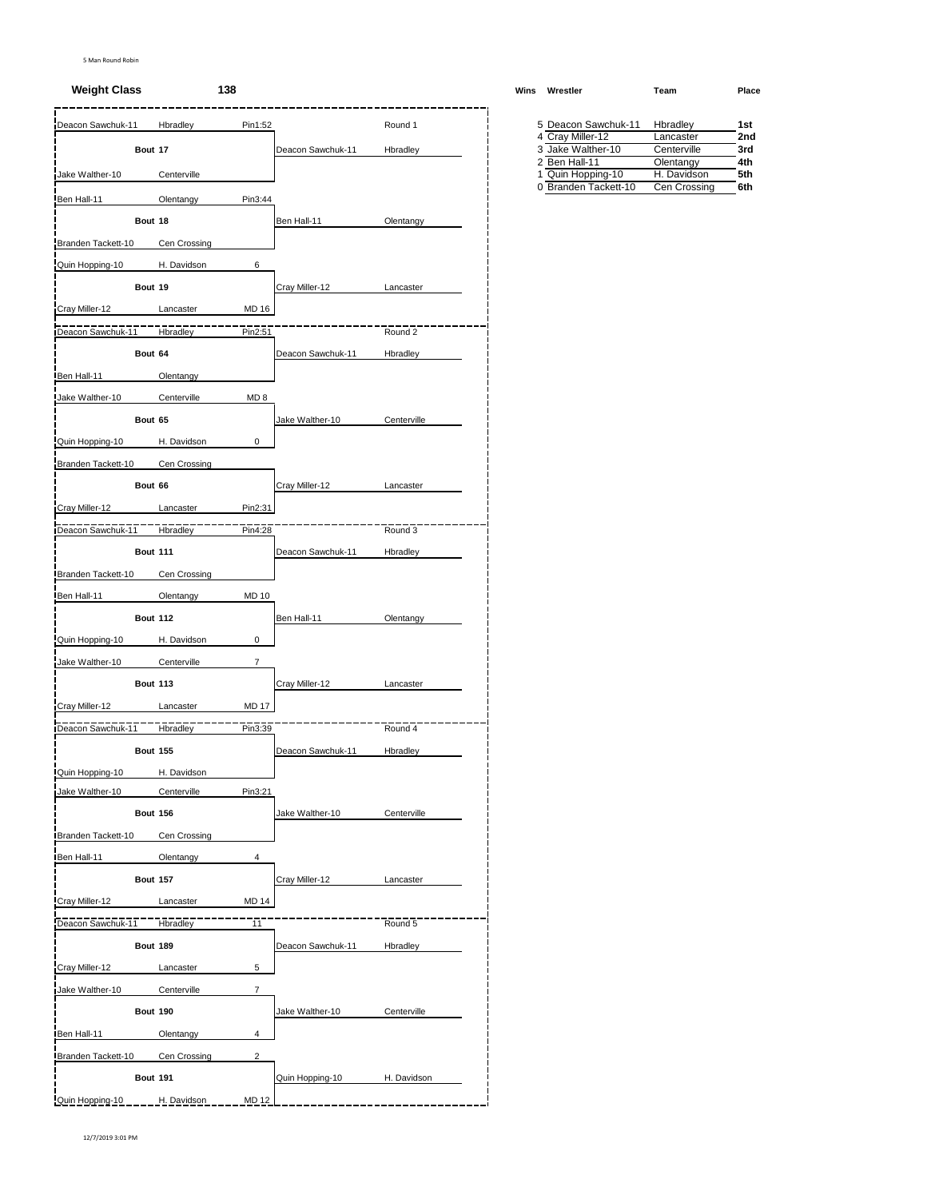5 Man Round Robin

**Weight Class** **138**

## Round 1

| Wrestler | Team | Result | Bout | Winner | Team |
|---|---|---|---|---|---|
| Deacon Sawchuk-11 | Hbradley | Pin1:52 | Bout 17 | Deacon Sawchuk-11 | Hbradley |
| Jake Walther-10 | Centerville | | | | |
| Ben Hall-11 | Olentangy | Pin3:44 | Bout 18 | Ben Hall-11 | Olentangy |
| Branden Tackett-10 | Cen Crossing | | | | |
| Quin Hopping-10 | H. Davidson | 6 | Bout 19 | Cray Miller-12 | Lancaster |
| Cray Miller-12 | Lancaster | MD 16 | | | |

## Round 2

| Wrestler | Team | Result | Bout | Winner | Team |
|---|---|---|---|---|---|
| Deacon Sawchuk-11 | Hbradley | Pin2:51 | Bout 64 | Deacon Sawchuk-11 | Hbradley |
| Ben Hall-11 | Olentangy | | | | |
| Jake Walther-10 | Centerville | MD 8 | Bout 65 | Jake Walther-10 | Centerville |
| Quin Hopping-10 | H. Davidson | 0 | | | |
| Branden Tackett-10 | Cen Crossing | | Bout 66 | Cray Miller-12 | Lancaster |
| Cray Miller-12 | Lancaster | Pin2:31 | | | |

## Round 3

| Wrestler | Team | Result | Bout | Winner | Team |
|---|---|---|---|---|---|
| Deacon Sawchuk-11 | Hbradley | Pin4:28 | Bout 111 | Deacon Sawchuk-11 | Hbradley |
| Branden Tackett-10 | Cen Crossing | | | | |
| Ben Hall-11 | Olentangy | MD 10 | Bout 112 | Ben Hall-11 | Olentangy |
| Quin Hopping-10 | H. Davidson | 0 | | | |
| Jake Walther-10 | Centerville | 7 | Bout 113 | Cray Miller-12 | Lancaster |
| Cray Miller-12 | Lancaster | MD 17 | | | |

## Round 4

| Wrestler | Team | Result | Bout | Winner | Team |
|---|---|---|---|---|---|
| Deacon Sawchuk-11 | Hbradley | Pin3:39 | Bout 155 | Deacon Sawchuk-11 | Hbradley |
| Quin Hopping-10 | H. Davidson | | | | |
| Jake Walther-10 | Centerville | Pin3:21 | Bout 156 | Jake Walther-10 | Centerville |
| Branden Tackett-10 | Cen Crossing | | | | |
| Ben Hall-11 | Olentangy | 4 | Bout 157 | Cray Miller-12 | Lancaster |
| Cray Miller-12 | Lancaster | MD 14 | | | |

## Round 5

| Wrestler | Team | Result | Bout | Winner | Team |
|---|---|---|---|---|---|
| Deacon Sawchuk-11 | Hbradley | 11 | Bout 189 | Deacon Sawchuk-11 | Hbradley |
| Cray Miller-12 | Lancaster | 5 | | | |
| Jake Walther-10 | Centerville | 7 | Bout 190 | Jake Walther-10 | Centerville |
| Ben Hall-11 | Olentangy | 4 | | | |
| Branden Tackett-10 | Cen Crossing | 2 | Bout 191 | Quin Hopping-10 | H. Davidson |
| Quin Hopping-10 | H. Davidson | MD 12 | | | |

## Standings

| Wins | Wrestler | Team | Place |
|---|---|---|---|
| 5 | Deacon Sawchuk-11 | Hbradley | 1st |
| 4 | Cray Miller-12 | Lancaster | 2nd |
| 3 | Jake Walther-10 | Centerville | 3rd |
| 2 | Ben Hall-11 | Olentangy | 4th |
| 1 | Quin Hopping-10 | H. Davidson | 5th |
| 0 | Branden Tackett-10 | Cen Crossing | 6th |

12/7/2019 3:01 PM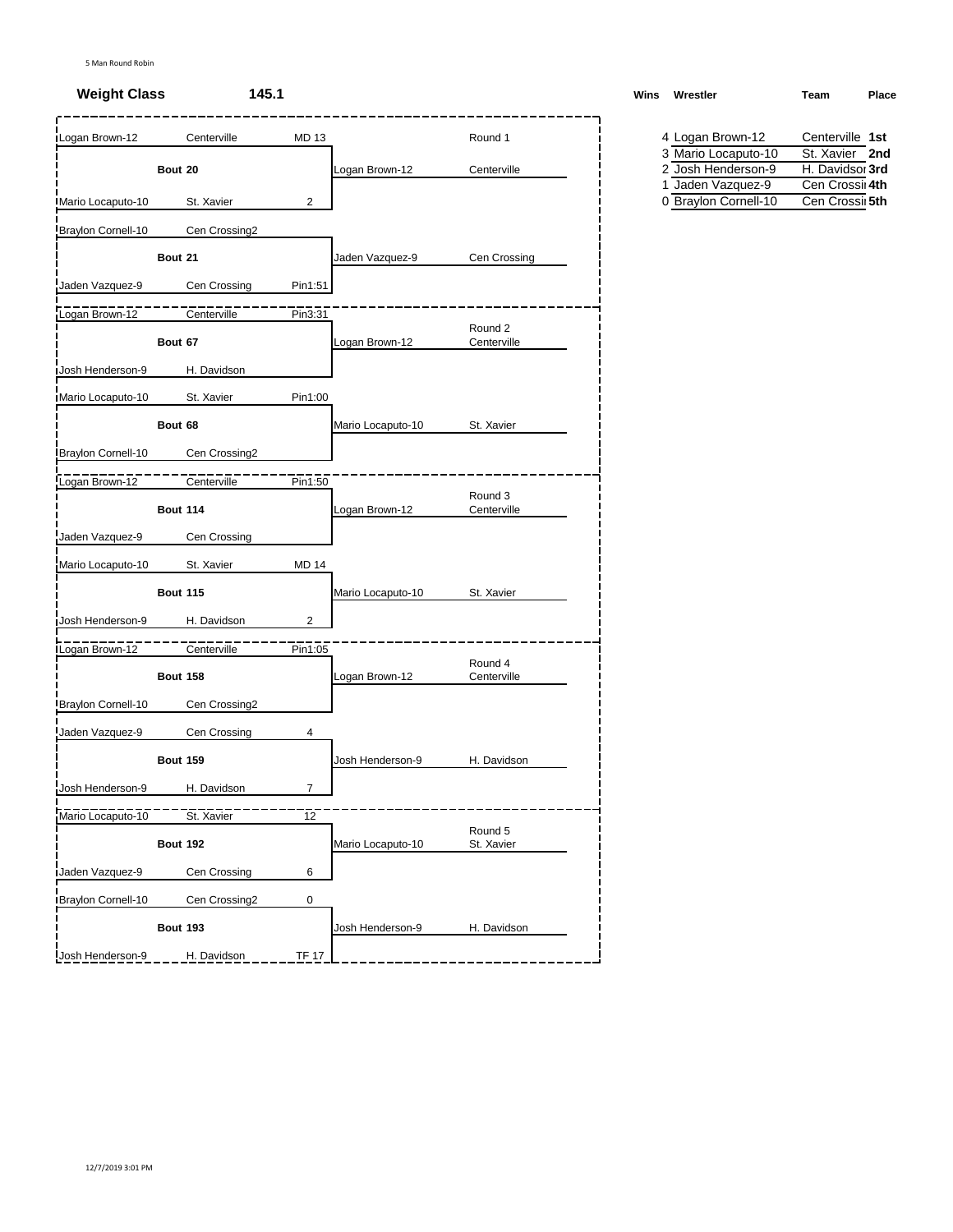5 Man Round Robin

**Weight Class** **145.1**

### Round 1

| Wrestler | Team | Score | Bout | Winner | Winner Team |
|---|---|---|---|---|---|
| Logan Brown-12 | Centerville | MD 13 | Bout 20 | Logan Brown-12 | Centerville |
| Mario Locaputo-10 | St. Xavier | 2 | | | |
| Braylon Cornell-10 | Cen Crossing2 | | Bout 21 | Jaden Vazquez-9 | Cen Crossing |
| Jaden Vazquez-9 | Cen Crossing | Pin1:51 | | | |

### Round 2

| Wrestler | Team | Score | Bout | Winner | Winner Team |
|---|---|---|---|---|---|
| Logan Brown-12 | Centerville | Pin3:31 | Bout 67 | Logan Brown-12 | Centerville |
| Josh Henderson-9 | H. Davidson | | | | |
| Mario Locaputo-10 | St. Xavier | Pin1:00 | Bout 68 | Mario Locaputo-10 | St. Xavier |
| Braylon Cornell-10 | Cen Crossing2 | | | | |

### Round 3

| Wrestler | Team | Score | Bout | Winner | Winner Team |
|---|---|---|---|---|---|
| Logan Brown-12 | Centerville | Pin1:50 | Bout 114 | Logan Brown-12 | Centerville |
| Jaden Vazquez-9 | Cen Crossing | | | | |
| Mario Locaputo-10 | St. Xavier | MD 14 | Bout 115 | Mario Locaputo-10 | St. Xavier |
| Josh Henderson-9 | H. Davidson | 2 | | | |

### Round 4

| Wrestler | Team | Score | Bout | Winner | Winner Team |
|---|---|---|---|---|---|
| Logan Brown-12 | Centerville | Pin1:05 | Bout 158 | Logan Brown-12 | Centerville |
| Braylon Cornell-10 | Cen Crossing2 | | | | |
| Jaden Vazquez-9 | Cen Crossing | 4 | Bout 159 | Josh Henderson-9 | H. Davidson |
| Josh Henderson-9 | H. Davidson | 7 | | | |

### Round 5

| Wrestler | Team | Score | Bout | Winner | Winner Team |
|---|---|---|---|---|---|
| Mario Locaputo-10 | St. Xavier | 12 | Bout 192 | Mario Locaputo-10 | St. Xavier |
| Jaden Vazquez-9 | Cen Crossing | 6 | | | |
| Braylon Cornell-10 | Cen Crossing2 | 0 | Bout 193 | Josh Henderson-9 | H. Davidson |
| Josh Henderson-9 | H. Davidson | TF 17 | | | |

### Standings

| Wins | Wrestler | Team | Place |
|---|---|---|---|
| 4 | Logan Brown-12 | Centerville | **1st** |
| 3 | Mario Locaputo-10 | St. Xavier | **2nd** |
| 2 | Josh Henderson-9 | H. Davidsor | **3rd** |
| 1 | Jaden Vazquez-9 | Cen Crossi | **4th** |
| 0 | Braylon Cornell-10 | Cen Crossi | **5th** |

12/7/2019 3:01 PM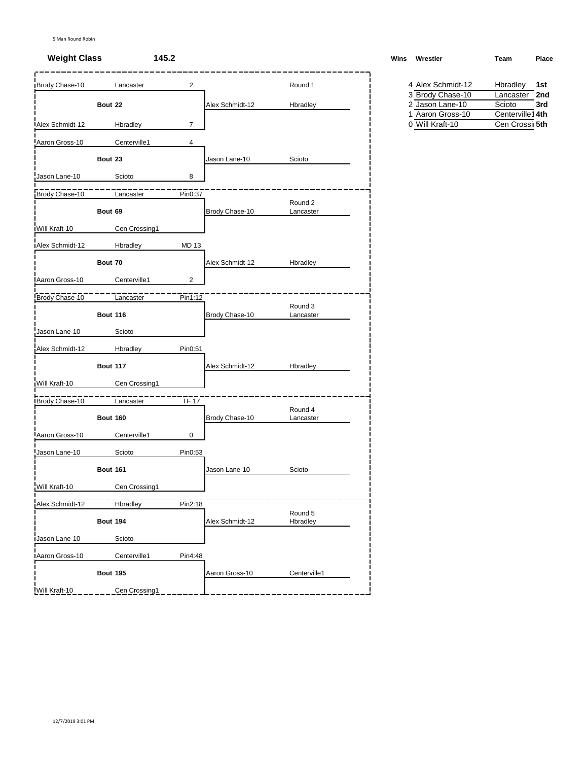5 Man Round Robin

**Weight Class** **145.2**

### Round 1

| Bout | Wrestler | Team | Score | Winner | Winner Team |
|---|---|---|---|---|---|
| Bout 22 | Brody Chase-10 | Lancaster | 2 | Alex Schmidt-12 | Hbradley |
| | Alex Schmidt-12 | Hbradley | 7 | | |
| Bout 23 | Aaron Gross-10 | Centerville1 | 4 | Jason Lane-10 | Scioto |
| | Jason Lane-10 | Scioto | 8 | | |

### Round 2

| Bout | Wrestler | Team | Score | Winner | Winner Team |
|---|---|---|---|---|---|
| Bout 69 | Brody Chase-10 | Lancaster | Pin0:37 | Brody Chase-10 | Lancaster |
| | Will Kraft-10 | Cen Crossing1 | | | |
| Bout 70 | Alex Schmidt-12 | Hbradley | MD 13 | Alex Schmidt-12 | Hbradley |
| | Aaron Gross-10 | Centerville1 | 2 | | |

### Round 3

| Bout | Wrestler | Team | Score | Winner | Winner Team |
|---|---|---|---|---|---|
| Bout 116 | Brody Chase-10 | Lancaster | Pin1:12 | Brody Chase-10 | Lancaster |
| | Jason Lane-10 | Scioto | | | |
| Bout 117 | Alex Schmidt-12 | Hbradley | Pin0:51 | Alex Schmidt-12 | Hbradley |
| | Will Kraft-10 | Cen Crossing1 | | | |

### Round 4

| Bout | Wrestler | Team | Score | Winner | Winner Team |
|---|---|---|---|---|---|
| Bout 160 | Brody Chase-10 | Lancaster | TF 17 | Brody Chase-10 | Lancaster |
| | Aaron Gross-10 | Centerville1 | 0 | | |
| Bout 161 | Jason Lane-10 | Scioto | Pin0:53 | Jason Lane-10 | Scioto |
| | Will Kraft-10 | Cen Crossing1 | | | |

### Round 5

| Bout | Wrestler | Team | Score | Winner | Winner Team |
|---|---|---|---|---|---|
| Bout 194 | Alex Schmidt-12 | Hbradley | Pin2:18 | Alex Schmidt-12 | Hbradley |
| | Jason Lane-10 | Scioto | | | |
| Bout 195 | Aaron Gross-10 | Centerville1 | Pin4:48 | Aaron Gross-10 | Centerville1 |
| | Will Kraft-10 | Cen Crossing1 | | | |

### Standings

| Wins | Wrestler | Team | Place |
|---|---|---|---|
| 4 | Alex Schmidt-12 | Hbradley | 1st |
| 3 | Brody Chase-10 | Lancaster | 2nd |
| 2 | Jason Lane-10 | Scioto | 3rd |
| 1 | Aaron Gross-10 | Centerville1 | 4th |
| 0 | Will Kraft-10 | Cen Crossi | 5th |

12/7/2019 3:01 PM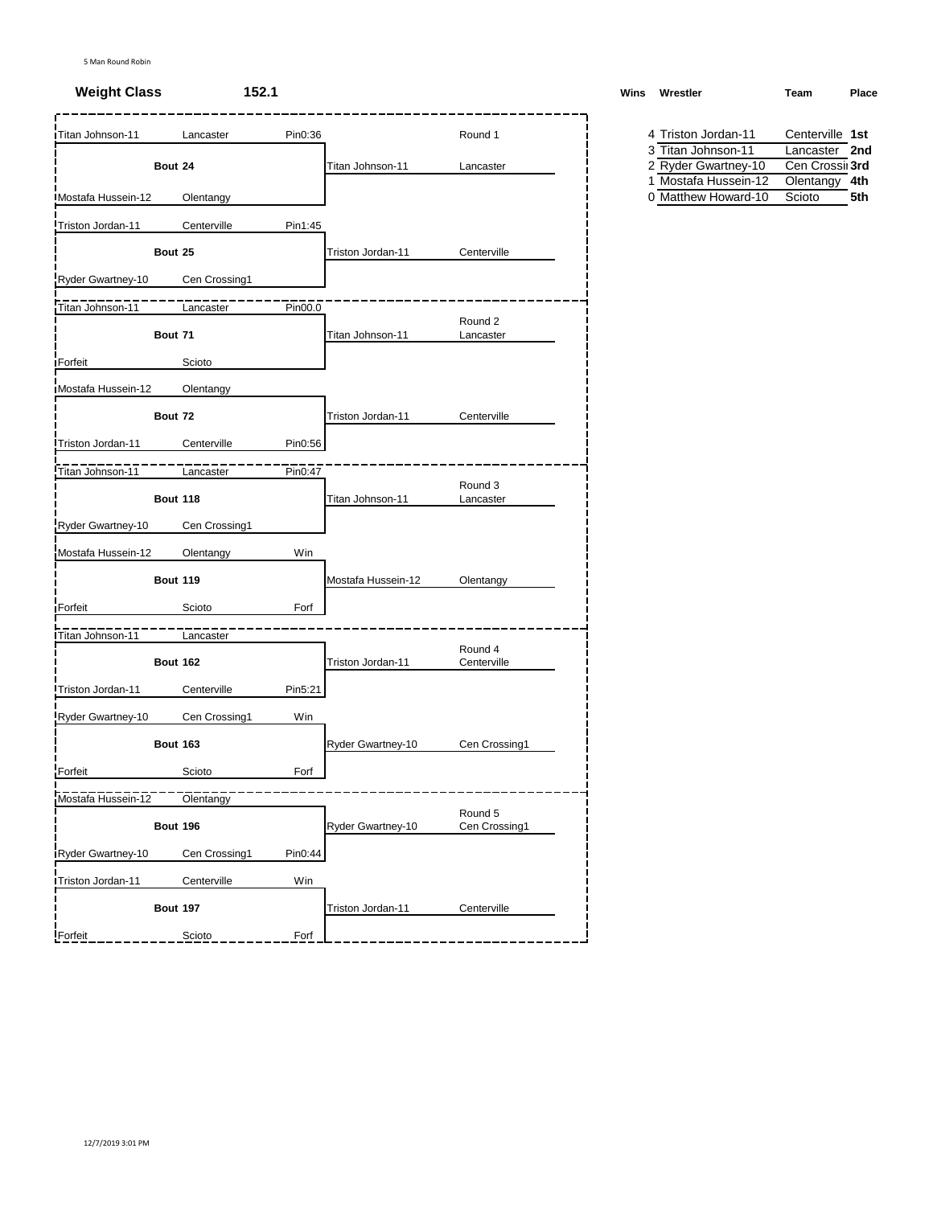5 Man Round Robin

**Weight Class** **152.1**

| Wins | Wrestler | Team | Place |
|---|---|---|---|
| 4 | Triston Jordan-11 | Centerville | **1st** |
| 3 | Titan Johnson-11 | Lancaster | **2nd** |
| 2 | Ryder Gwartney-10 | Cen Crossi | **3rd** |
| 1 | Mostafa Hussein-12 | Olentangy | **4th** |
| 0 | Matthew Howard-10 | Scioto | **5th** |

## Round 1

| Wrestler | Team | Result | Bout | Winner | Team |
|---|---|---|---|---|---|
| Titan Johnson-11 | Lancaster | Pin0:36 | **Bout 24** | Titan Johnson-11 | Lancaster |
| Mostafa Hussein-12 | Olentangy | | | | |
| Triston Jordan-11 | Centerville | Pin1:45 | **Bout 25** | Triston Jordan-11 | Centerville |
| Ryder Gwartney-10 | Cen Crossing1 | | | | |

## Round 2

| Wrestler | Team | Result | Bout | Winner | Team |
|---|---|---|---|---|---|
| Titan Johnson-11 | Lancaster | Pin00.0 | **Bout 71** | Titan Johnson-11 | Lancaster |
| Forfeit | Scioto | | | | |
| Mostafa Hussein-12 | Olentangy | | **Bout 72** | Triston Jordan-11 | Centerville |
| Triston Jordan-11 | Centerville | Pin0:56 | | | |

## Round 3

| Wrestler | Team | Result | Bout | Winner | Team |
|---|---|---|---|---|---|
| Titan Johnson-11 | Lancaster | Pin0:47 | **Bout 118** | Titan Johnson-11 | Lancaster |
| Ryder Gwartney-10 | Cen Crossing1 | | | | |
| Mostafa Hussein-12 | Olentangy | Win | **Bout 119** | Mostafa Hussein-12 | Olentangy |
| Forfeit | Scioto | Forf | | | |

## Round 4

| Wrestler | Team | Result | Bout | Winner | Team |
|---|---|---|---|---|---|
| Titan Johnson-11 | Lancaster | | **Bout 162** | Triston Jordan-11 | Centerville |
| Triston Jordan-11 | Centerville | Pin5:21 | | | |
| Ryder Gwartney-10 | Cen Crossing1 | Win | **Bout 163** | Ryder Gwartney-10 | Cen Crossing1 |
| Forfeit | Scioto | Forf | | | |

## Round 5

| Wrestler | Team | Result | Bout | Winner | Team |
|---|---|---|---|---|---|
| Mostafa Hussein-12 | Olentangy | | **Bout 196** | Ryder Gwartney-10 | Cen Crossing1 |
| Ryder Gwartney-10 | Cen Crossing1 | Pin0:44 | | | |
| Triston Jordan-11 | Centerville | Win | **Bout 197** | Triston Jordan-11 | Centerville |
| Forfeit | Scioto | Forf | | | |

12/7/2019 3:01 PM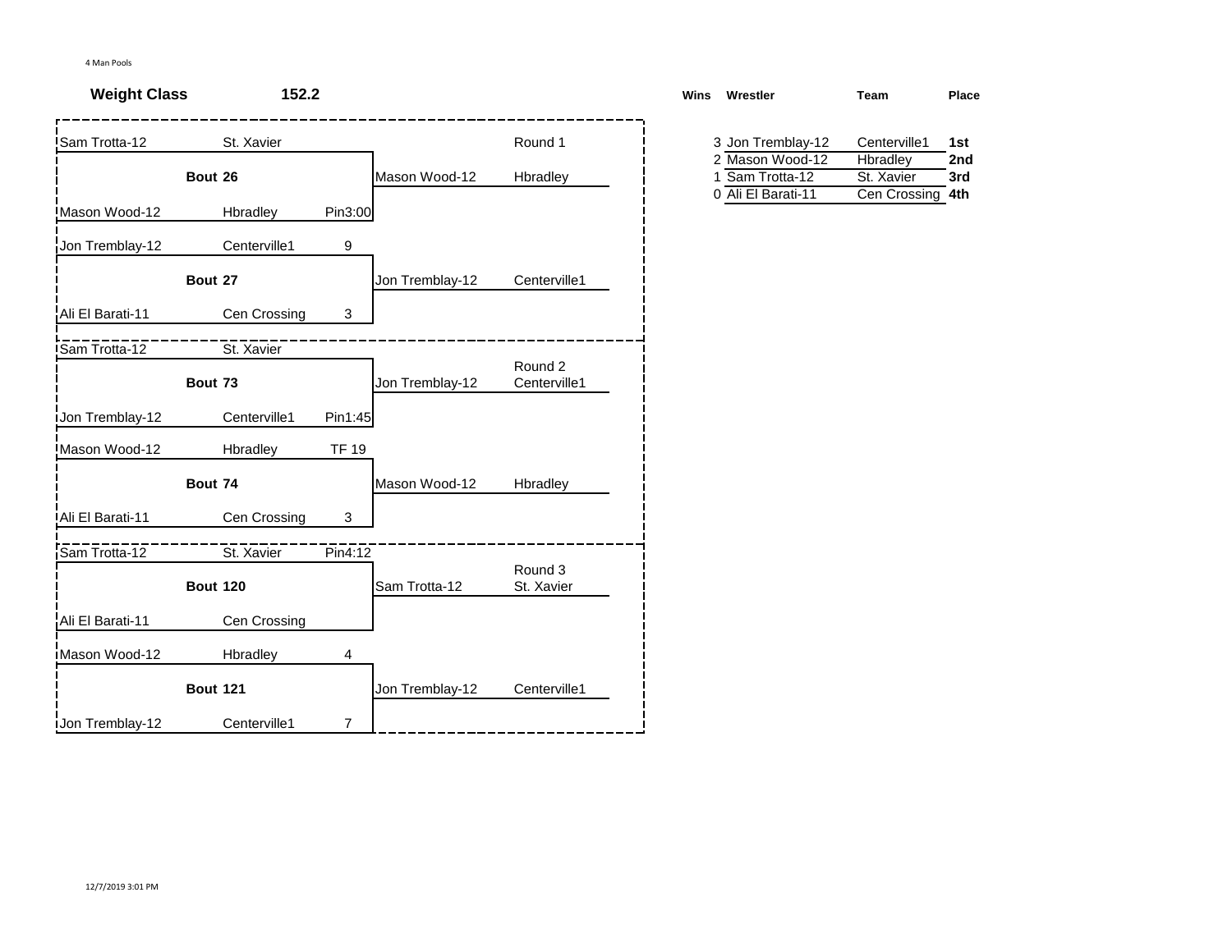4 Man Pools

**Weight Class** **152.2**

### Round 1

| Wrestler | Team | Score | Bout | Winner | Team |
|---|---|---|---|---|---|
| Sam Trotta-12 | St. Xavier | | **Bout 26** | Mason Wood-12 | Hbradley |
| Mason Wood-12 | Hbradley | Pin3:00 | | | |
| Jon Tremblay-12 | Centerville1 | 9 | **Bout 27** | Jon Tremblay-12 | Centerville1 |
| Ali El Barati-11 | Cen Crossing | 3 | | | |

### Round 2

| Wrestler | Team | Score | Bout | Winner | Team |
|---|---|---|---|---|---|
| Sam Trotta-12 | St. Xavier | | **Bout 73** | Jon Tremblay-12 | Centerville1 |
| Jon Tremblay-12 | Centerville1 | Pin1:45 | | | |
| Mason Wood-12 | Hbradley | TF 19 | **Bout 74** | Mason Wood-12 | Hbradley |
| Ali El Barati-11 | Cen Crossing | 3 | | | |

### Round 3

| Wrestler | Team | Score | Bout | Winner | Team |
|---|---|---|---|---|---|
| Sam Trotta-12 | St. Xavier | Pin4:12 | **Bout 120** | Sam Trotta-12 | St. Xavier |
| Ali El Barati-11 | Cen Crossing | | | | |
| Mason Wood-12 | Hbradley | 4 | **Bout 121** | Jon Tremblay-12 | Centerville1 |
| Jon Tremblay-12 | Centerville1 | 7 | | | |

### Standings

| Wins | Wrestler | Team | Place |
|---|---|---|---|
| 3 | Jon Tremblay-12 | Centerville1 | **1st** |
| 2 | Mason Wood-12 | Hbradley | **2nd** |
| 1 | Sam Trotta-12 | St. Xavier | **3rd** |
| 0 | Ali El Barati-11 | Cen Crossing | **4th** |

12/7/2019 3:01 PM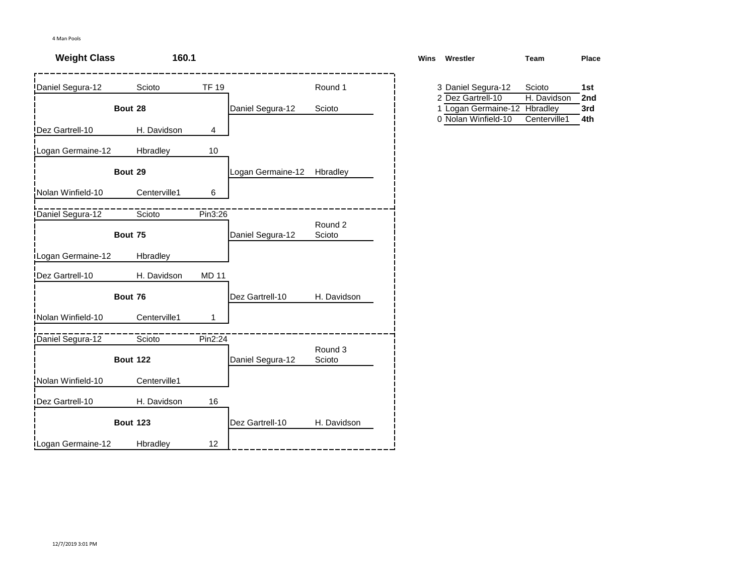4 Man Pools

**Weight Class** **160.1**

## Round 1

| Wrestler | Team | Score | Bout | Winner | Team |
|---|---|---|---|---|---|
| Daniel Segura-12 | Scioto | TF 19 | **Bout 28** | Daniel Segura-12 | Scioto |
| Dez Gartrell-10 | H. Davidson | 4 | | | |
| Logan Germaine-12 | Hbradley | 10 | **Bout 29** | Logan Germaine-12 | Hbradley |
| Nolan Winfield-10 | Centerville1 | 6 | | | |

## Round 2

| Wrestler | Team | Score | Bout | Winner | Team |
|---|---|---|---|---|---|
| Daniel Segura-12 | Scioto | Pin3:26 | **Bout 75** | Daniel Segura-12 | Scioto |
| Logan Germaine-12 | Hbradley | | | | |
| Dez Gartrell-10 | H. Davidson | MD 11 | **Bout 76** | Dez Gartrell-10 | H. Davidson |
| Nolan Winfield-10 | Centerville1 | 1 | | | |

## Round 3

| Wrestler | Team | Score | Bout | Winner | Team |
|---|---|---|---|---|---|
| Daniel Segura-12 | Scioto | Pin2:24 | **Bout 122** | Daniel Segura-12 | Scioto |
| Nolan Winfield-10 | Centerville1 | | | | |
| Dez Gartrell-10 | H. Davidson | 16 | **Bout 123** | Dez Gartrell-10 | H. Davidson |
| Logan Germaine-12 | Hbradley | 12 | | | |

## Standings

| Wins | Wrestler | Team | Place |
|---|---|---|---|
| 3 | Daniel Segura-12 | Scioto | **1st** |
| 2 | Dez Gartrell-10 | H. Davidson | **2nd** |
| 1 | Logan Germaine-12 | Hbradley | **3rd** |
| 0 | Nolan Winfield-10 | Centerville1 | **4th** |

12/7/2019 3:01 PM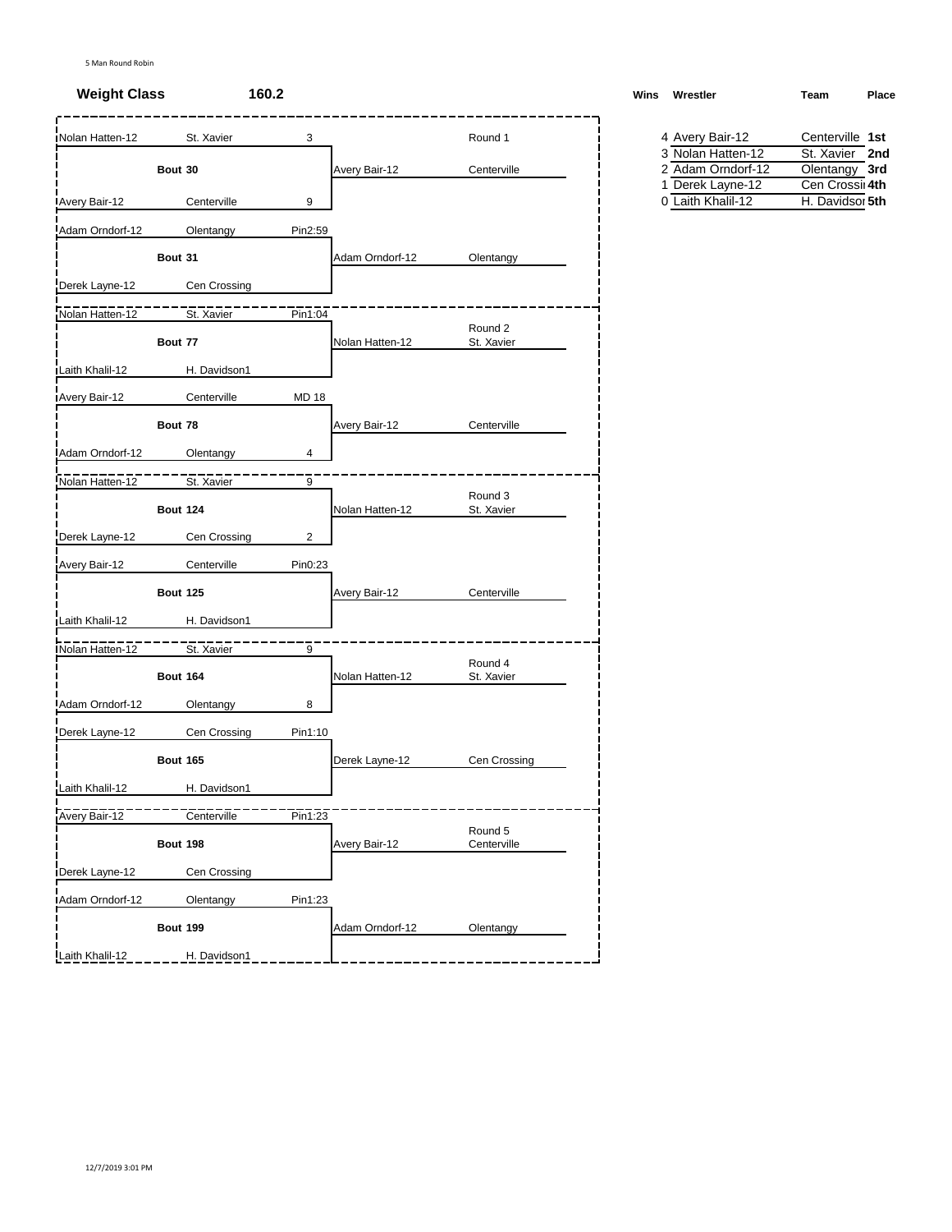5 Man Round Robin

**Weight Class** **160.2**

## Round 1

**Bout 30**

| Wrestler | Team | Score |
|---|---|---|
| Nolan Hatten-12 | St. Xavier | 3 |
| Avery Bair-12 | Centerville | 9 |

Winner: Avery Bair-12 — Centerville

**Bout 31**

| Wrestler | Team | Score |
|---|---|---|
| Adam Orndorf-12 | Olentangy | Pin2:59 |
| Derek Layne-12 | Cen Crossing | |

Winner: Adam Orndorf-12 — Olentangy

## Round 2

**Bout 77**

| Wrestler | Team | Score |
|---|---|---|
| Nolan Hatten-12 | St. Xavier | Pin1:04 |
| Laith Khalil-12 | H. Davidson1 | |

Winner: Nolan Hatten-12 — St. Xavier

**Bout 78**

| Wrestler | Team | Score |
|---|---|---|
| Avery Bair-12 | Centerville | MD 18 |
| Adam Orndorf-12 | Olentangy | 4 |

Winner: Avery Bair-12 — Centerville

## Round 3

**Bout 124**

| Wrestler | Team | Score |
|---|---|---|
| Nolan Hatten-12 | St. Xavier | 9 |
| Derek Layne-12 | Cen Crossing | 2 |

Winner: Nolan Hatten-12 — St. Xavier

**Bout 125**

| Wrestler | Team | Score |
|---|---|---|
| Avery Bair-12 | Centerville | Pin0:23 |
| Laith Khalil-12 | H. Davidson1 | |

Winner: Avery Bair-12 — Centerville

## Round 4

**Bout 164**

| Wrestler | Team | Score |
|---|---|---|
| Nolan Hatten-12 | St. Xavier | 9 |
| Adam Orndorf-12 | Olentangy | 8 |

Winner: Nolan Hatten-12 — St. Xavier

**Bout 165**

| Wrestler | Team | Score |
|---|---|---|
| Derek Layne-12 | Cen Crossing | Pin1:10 |
| Laith Khalil-12 | H. Davidson1 | |

Winner: Derek Layne-12 — Cen Crossing

## Round 5

**Bout 198**

| Wrestler | Team | Score |
|---|---|---|
| Avery Bair-12 | Centerville | Pin1:23 |
| Derek Layne-12 | Cen Crossing | |

Winner: Avery Bair-12 — Centerville

**Bout 199**

| Wrestler | Team | Score |
|---|---|---|
| Adam Orndorf-12 | Olentangy | Pin1:23 |
| Laith Khalil-12 | H. Davidson1 | |

Winner: Adam Orndorf-12 — Olentangy

## Standings

| Wins | Wrestler | Team | Place |
|---|---|---|---|
| 4 | Avery Bair-12 | Centerville | 1st |
| 3 | Nolan Hatten-12 | St. Xavier | 2nd |
| 2 | Adam Orndorf-12 | Olentangy | 3rd |
| 1 | Derek Layne-12 | Cen Crossi | 4th |
| 0 | Laith Khalil-12 | H. Davidsoı | 5th |

12/7/2019 3:01 PM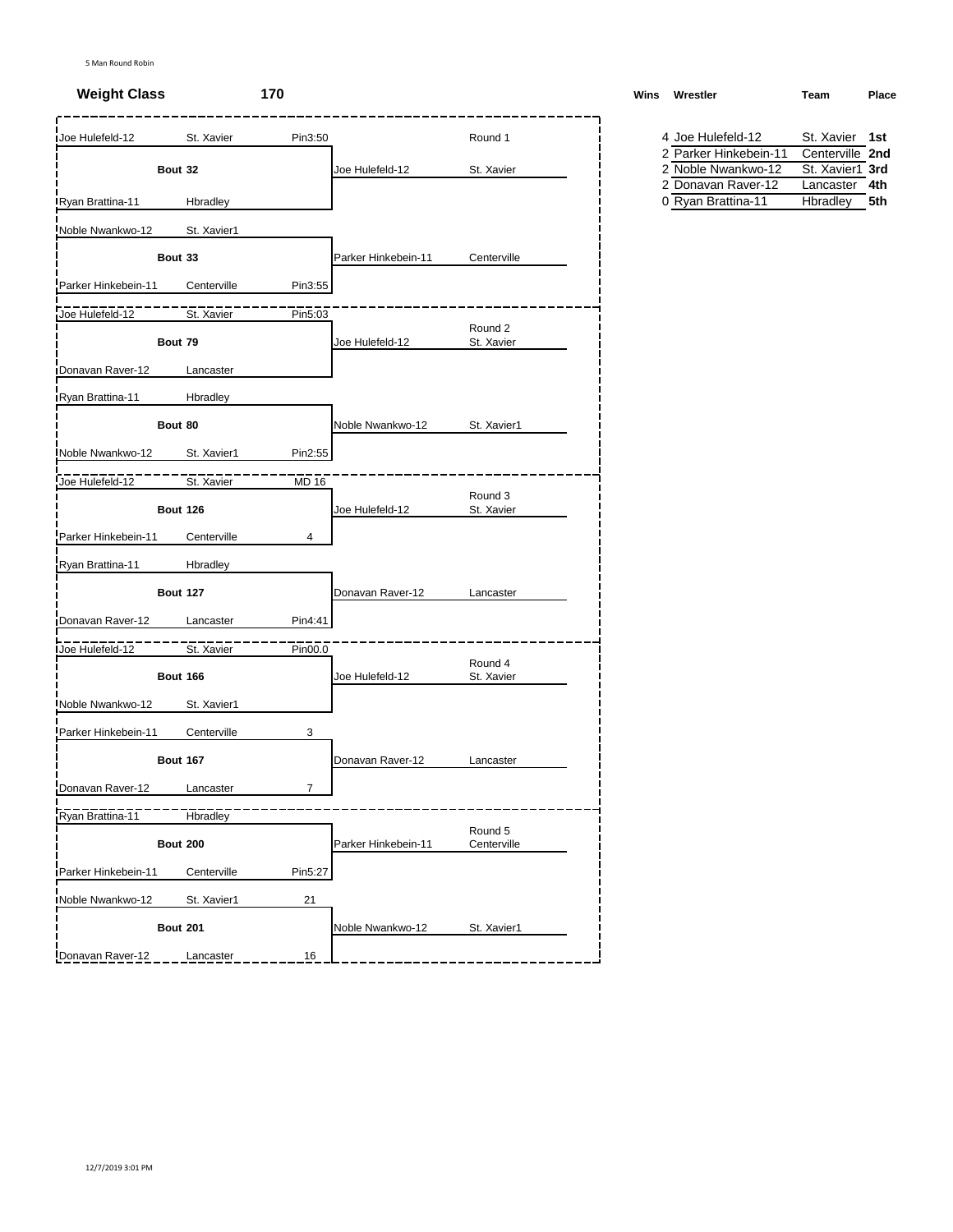5 Man Round Robin

**Weight Class** **170**

## Round 1

**Bout 32**

| Wrestler | Team | Result |
|---|---|---|
| Joe Hulefeld-12 | St. Xavier | Pin3:50 |
| Ryan Brattina-11 | Hbradley | |

Winner: Joe Hulefeld-12 — St. Xavier

**Bout 33**

| Wrestler | Team | Result |
|---|---|---|
| Noble Nwankwo-12 | St. Xavier1 | |
| Parker Hinkebein-11 | Centerville | Pin3:55 |

Winner: Parker Hinkebein-11 — Centerville

## Round 2

**Bout 79**

| Wrestler | Team | Result |
|---|---|---|
| Joe Hulefeld-12 | St. Xavier | Pin5:03 |
| Donavan Raver-12 | Lancaster | |

Winner: Joe Hulefeld-12 — St. Xavier

**Bout 80**

| Wrestler | Team | Result |
|---|---|---|
| Ryan Brattina-11 | Hbradley | |
| Noble Nwankwo-12 | St. Xavier1 | Pin2:55 |

Winner: Noble Nwankwo-12 — St. Xavier1

## Round 3

**Bout 126**

| Wrestler | Team | Result |
|---|---|---|
| Joe Hulefeld-12 | St. Xavier | MD 16 |
| Parker Hinkebein-11 | Centerville | 4 |

Winner: Joe Hulefeld-12 — St. Xavier

**Bout 127**

| Wrestler | Team | Result |
|---|---|---|
| Ryan Brattina-11 | Hbradley | |
| Donavan Raver-12 | Lancaster | Pin4:41 |

Winner: Donavan Raver-12 — Lancaster

## Round 4

**Bout 166**

| Wrestler | Team | Result |
|---|---|---|
| Joe Hulefeld-12 | St. Xavier | Pin00.0 |
| Noble Nwankwo-12 | St. Xavier1 | |

Winner: Joe Hulefeld-12 — St. Xavier

**Bout 167**

| Wrestler | Team | Result |
|---|---|---|
| Parker Hinkebein-11 | Centerville | 3 |
| Donavan Raver-12 | Lancaster | 7 |

Winner: Donavan Raver-12 — Lancaster

## Round 5

**Bout 200**

| Wrestler | Team | Result |
|---|---|---|
| Ryan Brattina-11 | Hbradley | |
| Parker Hinkebein-11 | Centerville | Pin5:27 |

Winner: Parker Hinkebein-11 — Centerville

**Bout 201**

| Wrestler | Team | Result |
|---|---|---|
| Noble Nwankwo-12 | St. Xavier1 | 21 |
| Donavan Raver-12 | Lancaster | 16 |

Winner: Noble Nwankwo-12 — St. Xavier1

## Standings

| Wins | Wrestler | Team | Place |
|---|---|---|---|
| 4 | Joe Hulefeld-12 | St. Xavier | 1st |
| 2 | Parker Hinkebein-11 | Centerville | 2nd |
| 2 | Noble Nwankwo-12 | St. Xavier1 | 3rd |
| 2 | Donavan Raver-12 | Lancaster | 4th |
| 0 | Ryan Brattina-11 | Hbradley | 5th |

12/7/2019 3:01 PM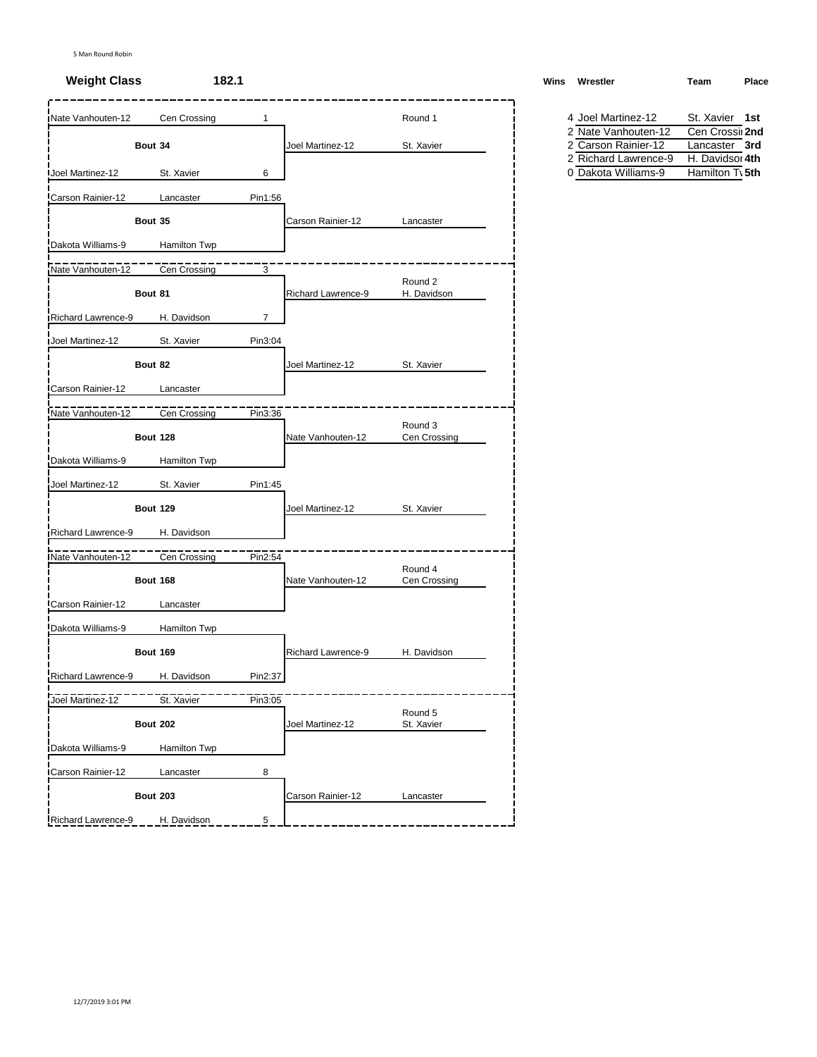5 Man Round Robin

**Weight Class** **182.1**

### Round 1

| Wrestler | Team | Score | Bout | Winner | Team |
|---|---|---|---|---|---|
| Nate Vanhouten-12 | Cen Crossing | 1 | Bout 34 | Joel Martinez-12 | St. Xavier |
| Joel Martinez-12 | St. Xavier | 6 | | | |
| Carson Rainier-12 | Lancaster | Pin1:56 | Bout 35 | Carson Rainier-12 | Lancaster |
| Dakota Williams-9 | Hamilton Twp | | | | |

### Round 2

| Wrestler | Team | Score | Bout | Winner | Team |
|---|---|---|---|---|---|
| Nate Vanhouten-12 | Cen Crossing | 3 | Bout 81 | Richard Lawrence-9 | H. Davidson |
| Richard Lawrence-9 | H. Davidson | 7 | | | |
| Joel Martinez-12 | St. Xavier | Pin3:04 | Bout 82 | Joel Martinez-12 | St. Xavier |
| Carson Rainier-12 | Lancaster | | | | |

### Round 3

| Wrestler | Team | Score | Bout | Winner | Team |
|---|---|---|---|---|---|
| Nate Vanhouten-12 | Cen Crossing | Pin3:36 | Bout 128 | Nate Vanhouten-12 | Cen Crossing |
| Dakota Williams-9 | Hamilton Twp | | | | |
| Joel Martinez-12 | St. Xavier | Pin1:45 | Bout 129 | Joel Martinez-12 | St. Xavier |
| Richard Lawrence-9 | H. Davidson | | | | |

### Round 4

| Wrestler | Team | Score | Bout | Winner | Team |
|---|---|---|---|---|---|
| Nate Vanhouten-12 | Cen Crossing | Pin2:54 | Bout 168 | Nate Vanhouten-12 | Cen Crossing |
| Carson Rainier-12 | Lancaster | | | | |
| Dakota Williams-9 | Hamilton Twp | | Bout 169 | Richard Lawrence-9 | H. Davidson |
| Richard Lawrence-9 | H. Davidson | Pin2:37 | | | |

### Round 5

| Wrestler | Team | Score | Bout | Winner | Team |
|---|---|---|---|---|---|
| Joel Martinez-12 | St. Xavier | Pin3:05 | Bout 202 | Joel Martinez-12 | St. Xavier |
| Dakota Williams-9 | Hamilton Twp | | | | |
| Carson Rainier-12 | Lancaster | 8 | Bout 203 | Carson Rainier-12 | Lancaster |
| Richard Lawrence-9 | H. Davidson | 5 | | | |

### Standings

| Wins | Wrestler | Team | Place |
|---|---|---|---|
| 4 | Joel Martinez-12 | St. Xavier | 1st |
| 2 | Nate Vanhouten-12 | Cen Crossi | 2nd |
| 2 | Carson Rainier-12 | Lancaster | 3rd |
| 2 | Richard Lawrence-9 | H. Davidso | 4th |
| 0 | Dakota Williams-9 | Hamilton T | 5th |

12/7/2019 3:01 PM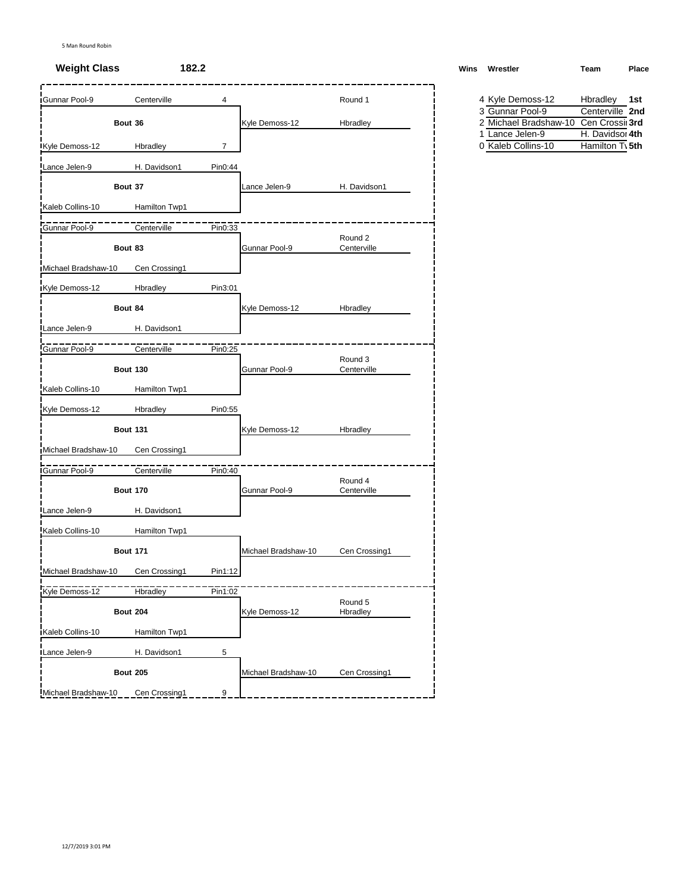5 Man Round Robin

**Weight Class** **182.2**

### Round 1

| Wrestler | Team | Result | Bout | Winner | Winner Team |
|---|---|---|---|---|---|
| Gunnar Pool-9 | Centerville | 4 | Bout 36 | Kyle Demoss-12 | Hbradley |
| Kyle Demoss-12 | Hbradley | 7 | | | |
| Lance Jelen-9 | H. Davidson1 | Pin0:44 | Bout 37 | Lance Jelen-9 | H. Davidson1 |
| Kaleb Collins-10 | Hamilton Twp1 | | | | |

### Round 2

| Wrestler | Team | Result | Bout | Winner | Winner Team |
|---|---|---|---|---|---|
| Gunnar Pool-9 | Centerville | Pin0:33 | Bout 83 | Gunnar Pool-9 | Centerville |
| Michael Bradshaw-10 | Cen Crossing1 | | | | |
| Kyle Demoss-12 | Hbradley | Pin3:01 | Bout 84 | Kyle Demoss-12 | Hbradley |
| Lance Jelen-9 | H. Davidson1 | | | | |

### Round 3

| Wrestler | Team | Result | Bout | Winner | Winner Team |
|---|---|---|---|---|---|
| Gunnar Pool-9 | Centerville | Pin0:25 | Bout 130 | Gunnar Pool-9 | Centerville |
| Kaleb Collins-10 | Hamilton Twp1 | | | | |
| Kyle Demoss-12 | Hbradley | Pin0:55 | Bout 131 | Kyle Demoss-12 | Hbradley |
| Michael Bradshaw-10 | Cen Crossing1 | | | | |

### Round 4

| Wrestler | Team | Result | Bout | Winner | Winner Team |
|---|---|---|---|---|---|
| Gunnar Pool-9 | Centerville | Pin0:40 | Bout 170 | Gunnar Pool-9 | Centerville |
| Lance Jelen-9 | H. Davidson1 | | | | |
| Kaleb Collins-10 | Hamilton Twp1 | | Bout 171 | Michael Bradshaw-10 | Cen Crossing1 |
| Michael Bradshaw-10 | Cen Crossing1 | Pin1:12 | | | |

### Round 5

| Wrestler | Team | Result | Bout | Winner | Winner Team |
|---|---|---|---|---|---|
| Kyle Demoss-12 | Hbradley | Pin1:02 | Bout 204 | Kyle Demoss-12 | Hbradley |
| Kaleb Collins-10 | Hamilton Twp1 | | | | |
| Lance Jelen-9 | H. Davidson1 | 5 | Bout 205 | Michael Bradshaw-10 | Cen Crossing1 |
| Michael Bradshaw-10 | Cen Crossing1 | 9 | | | |

### Standings

| Wins | Wrestler | Team | Place |
|---|---|---|---|
| 4 | Kyle Demoss-12 | Hbradley | 1st |
| 3 | Gunnar Pool-9 | Centerville | 2nd |
| 2 | Michael Bradshaw-10 | Cen Crossi | 3rd |
| 1 | Lance Jelen-9 | H. Davidso | 4th |
| 0 | Kaleb Collins-10 | Hamilton T\ | 5th |

12/7/2019 3:01 PM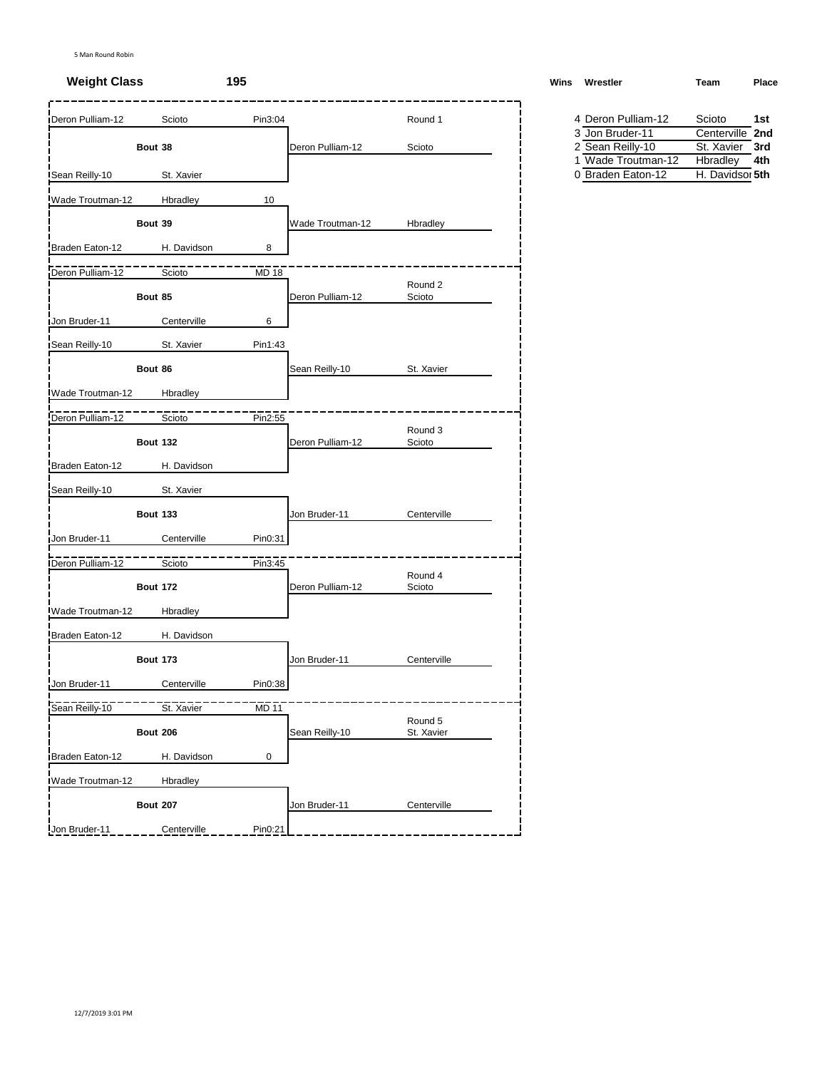5 Man Round Robin

**Weight Class** **195**

### Round 1

| Wrestler | Team | Result | Bout | Winner | Team |
|---|---|---|---|---|---|
| Deron Pulliam-12 | Scioto | Pin3:04 | Bout 38 | Deron Pulliam-12 | Scioto |
| Sean Reilly-10 | St. Xavier | | | | |
| Wade Troutman-12 | Hbradley | 10 | Bout 39 | Wade Troutman-12 | Hbradley |
| Braden Eaton-12 | H. Davidson | 8 | | | |

### Round 2

| Wrestler | Team | Result | Bout | Winner | Team |
|---|---|---|---|---|---|
| Deron Pulliam-12 | Scioto | MD 18 | Bout 85 | Deron Pulliam-12 | Scioto |
| Jon Bruder-11 | Centerville | 6 | | | |
| Sean Reilly-10 | St. Xavier | Pin1:43 | Bout 86 | Sean Reilly-10 | St. Xavier |
| Wade Troutman-12 | Hbradley | | | | |

### Round 3

| Wrestler | Team | Result | Bout | Winner | Team |
|---|---|---|---|---|---|
| Deron Pulliam-12 | Scioto | Pin2:55 | Bout 132 | Deron Pulliam-12 | Scioto |
| Braden Eaton-12 | H. Davidson | | | | |
| Sean Reilly-10 | St. Xavier | | Bout 133 | Jon Bruder-11 | Centerville |
| Jon Bruder-11 | Centerville | Pin0:31 | | | |

### Round 4

| Wrestler | Team | Result | Bout | Winner | Team |
|---|---|---|---|---|---|
| Deron Pulliam-12 | Scioto | Pin3:45 | Bout 172 | Deron Pulliam-12 | Scioto |
| Wade Troutman-12 | Hbradley | | | | |
| Braden Eaton-12 | H. Davidson | | Bout 173 | Jon Bruder-11 | Centerville |
| Jon Bruder-11 | Centerville | Pin0:38 | | | |

### Round 5

| Wrestler | Team | Result | Bout | Winner | Team |
|---|---|---|---|---|---|
| Sean Reilly-10 | St. Xavier | MD 11 | Bout 206 | Sean Reilly-10 | St. Xavier |
| Braden Eaton-12 | H. Davidson | 0 | | | |
| Wade Troutman-12 | Hbradley | | Bout 207 | Jon Bruder-11 | Centerville |
| Jon Bruder-11 | Centerville | Pin0:21 | | | |

### Standings

| Wins | Wrestler | Team | Place |
|---|---|---|---|
| 4 | Deron Pulliam-12 | Scioto | 1st |
| 3 | Jon Bruder-11 | Centerville | 2nd |
| 2 | Sean Reilly-10 | St. Xavier | 3rd |
| 1 | Wade Troutman-12 | Hbradley | 4th |
| 0 | Braden Eaton-12 | H. Davidson | 5th |

12/7/2019 3:01 PM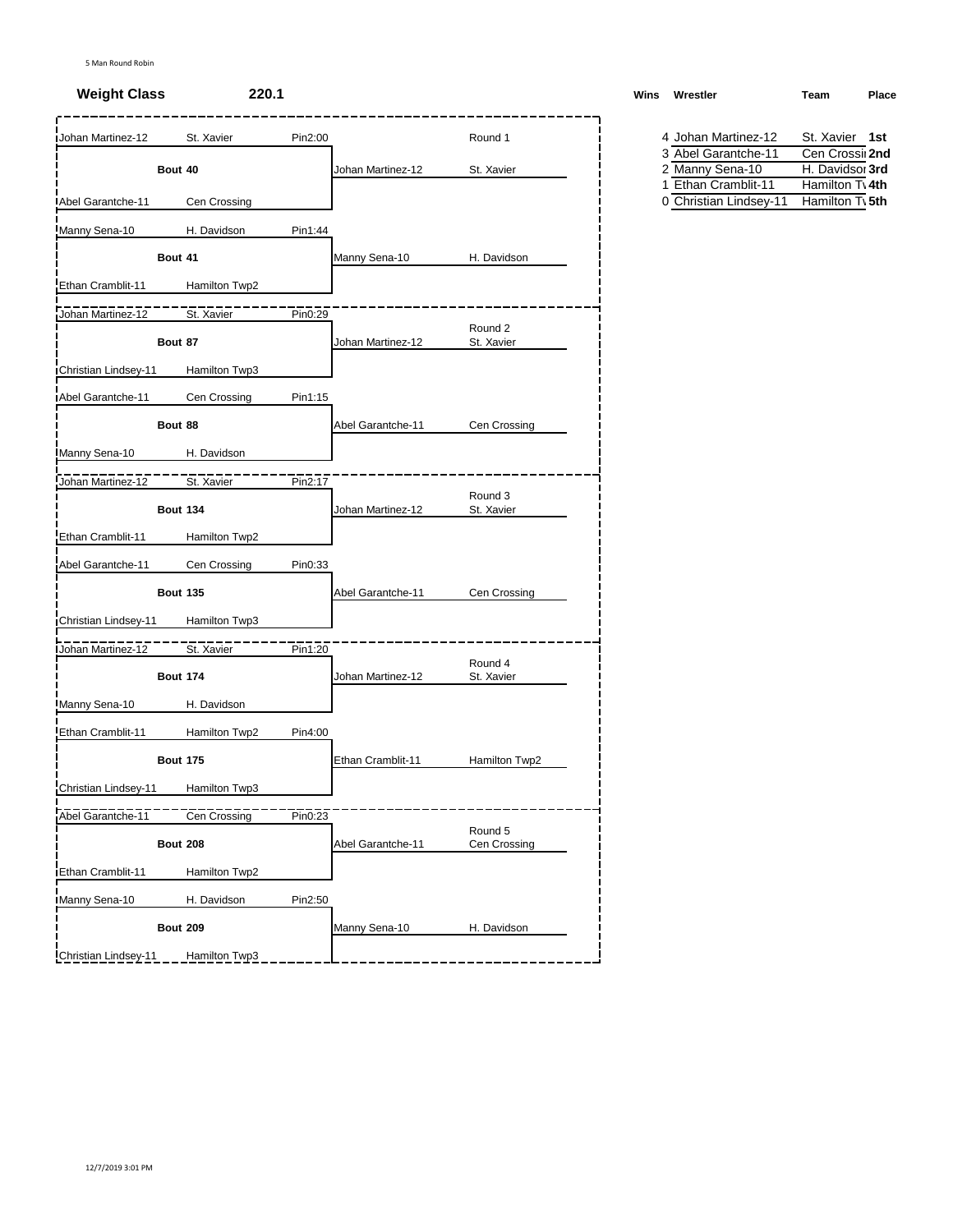5 Man Round Robin

**Weight Class** **220.1**

### Round 1

| Wrestler | Team | Result | Bout | Winner | Winner Team |
| --- | --- | --- | --- | --- | --- |
| Johan Martinez-12 | St. Xavier | Pin2:00 | Bout 40 | Johan Martinez-12 | St. Xavier |
| Abel Garantche-11 | Cen Crossing | | | | |
| Manny Sena-10 | H. Davidson | Pin1:44 | Bout 41 | Manny Sena-10 | H. Davidson |
| Ethan Cramblit-11 | Hamilton Twp2 | | | | |

### Round 2

| Wrestler | Team | Result | Bout | Winner | Winner Team |
| --- | --- | --- | --- | --- | --- |
| Johan Martinez-12 | St. Xavier | Pin0:29 | Bout 87 | Johan Martinez-12 | St. Xavier |
| Christian Lindsey-11 | Hamilton Twp3 | | | | |
| Abel Garantche-11 | Cen Crossing | Pin1:15 | Bout 88 | Abel Garantche-11 | Cen Crossing |
| Manny Sena-10 | H. Davidson | | | | |

### Round 3

| Wrestler | Team | Result | Bout | Winner | Winner Team |
| --- | --- | --- | --- | --- | --- |
| Johan Martinez-12 | St. Xavier | Pin2:17 | Bout 134 | Johan Martinez-12 | St. Xavier |
| Ethan Cramblit-11 | Hamilton Twp2 | | | | |
| Abel Garantche-11 | Cen Crossing | Pin0:33 | Bout 135 | Abel Garantche-11 | Cen Crossing |
| Christian Lindsey-11 | Hamilton Twp3 | | | | |

### Round 4

| Wrestler | Team | Result | Bout | Winner | Winner Team |
| --- | --- | --- | --- | --- | --- |
| Johan Martinez-12 | St. Xavier | Pin1:20 | Bout 174 | Johan Martinez-12 | St. Xavier |
| Manny Sena-10 | H. Davidson | | | | |
| Ethan Cramblit-11 | Hamilton Twp2 | Pin4:00 | Bout 175 | Ethan Cramblit-11 | Hamilton Twp2 |
| Christian Lindsey-11 | Hamilton Twp3 | | | | |

### Round 5

| Wrestler | Team | Result | Bout | Winner | Winner Team |
| --- | --- | --- | --- | --- | --- |
| Abel Garantche-11 | Cen Crossing | Pin0:23 | Bout 208 | Abel Garantche-11 | Cen Crossing |
| Ethan Cramblit-11 | Hamilton Twp2 | | | | |
| Manny Sena-10 | H. Davidson | Pin2:50 | Bout 209 | Manny Sena-10 | H. Davidson |
| Christian Lindsey-11 | Hamilton Twp3 | | | | |

### Standings

| Wins | Wrestler | Team | Place |
| --- | --- | --- | --- |
| 4 | Johan Martinez-12 | St. Xavier | 1st |
| 3 | Abel Garantche-11 | Cen Crossi | 2nd |
| 2 | Manny Sena-10 | H. Davidso | 3rd |
| 1 | Ethan Cramblit-11 | Hamilton T | 4th |
| 0 | Christian Lindsey-11 | Hamilton T | 5th |

12/7/2019 3:01 PM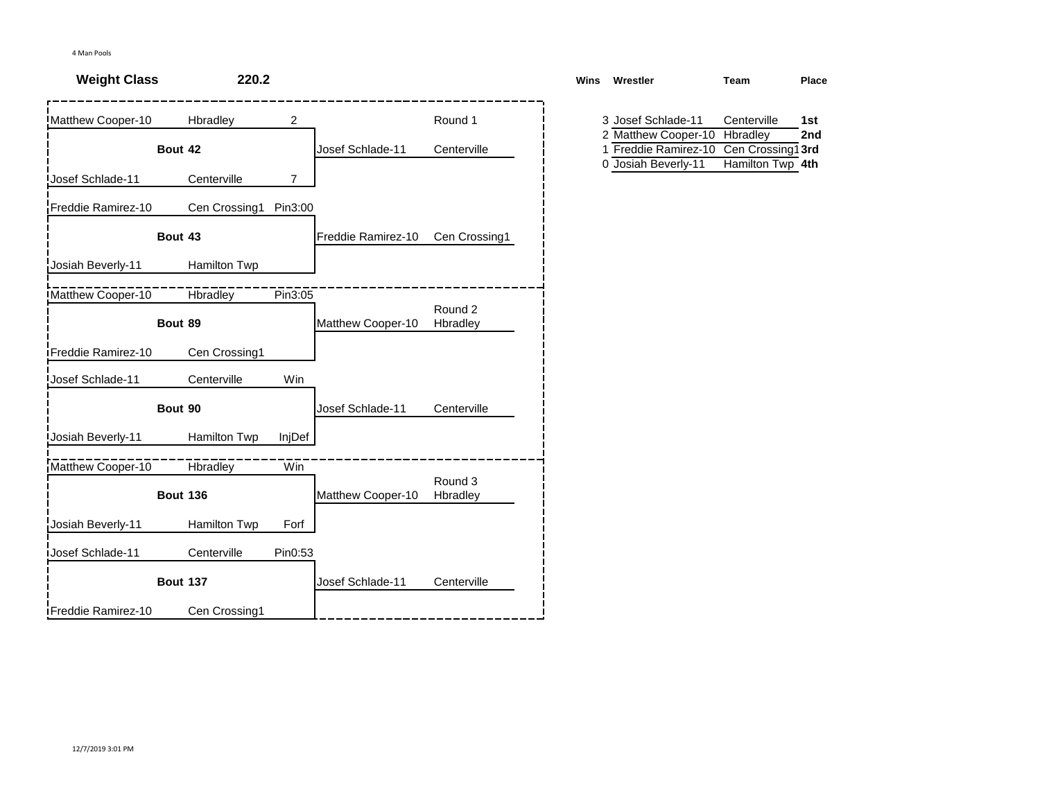4 Man Pools

**Weight Class** **220.2**

### Round 1

| Wrestler | Team | Result | Bout | Winner | Winner Team |
|---|---|---|---|---|---|
| Matthew Cooper-10 | Hbradley | 2 | Bout 42 | Josef Schlade-11 | Centerville |
| Josef Schlade-11 | Centerville | 7 | | | |
| Freddie Ramirez-10 | Cen Crossing1 | Pin3:00 | Bout 43 | Freddie Ramirez-10 | Cen Crossing1 |
| Josiah Beverly-11 | Hamilton Twp | | | | |

### Round 2

| Wrestler | Team | Result | Bout | Winner | Winner Team |
|---|---|---|---|---|---|
| Matthew Cooper-10 | Hbradley | Pin3:05 | Bout 89 | Matthew Cooper-10 | Hbradley |
| Freddie Ramirez-10 | Cen Crossing1 | | | | |
| Josef Schlade-11 | Centerville | Win | Bout 90 | Josef Schlade-11 | Centerville |
| Josiah Beverly-11 | Hamilton Twp | InjDef | | | |

### Round 3

| Wrestler | Team | Result | Bout | Winner | Winner Team |
|---|---|---|---|---|---|
| Matthew Cooper-10 | Hbradley | Win | Bout 136 | Matthew Cooper-10 | Hbradley |
| Josiah Beverly-11 | Hamilton Twp | Forf | | | |
| Josef Schlade-11 | Centerville | Pin0:53 | Bout 137 | Josef Schlade-11 | Centerville |
| Freddie Ramirez-10 | Cen Crossing1 | | | | |

| Wins | Wrestler | Team | Place |
|---|---|---|---|
| 3 | Josef Schlade-11 | Centerville | **1st** |
| 2 | Matthew Cooper-10 | Hbradley | **2nd** |
| 1 | Freddie Ramirez-10 | Cen Crossing1 | **3rd** |
| 0 | Josiah Beverly-11 | Hamilton Twp | **4th** |

12/7/2019 3:01 PM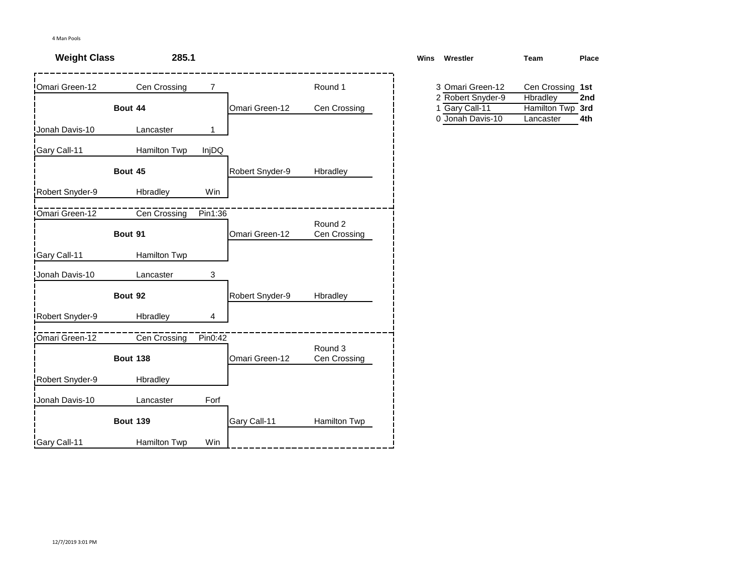4 Man Pools

**Weight Class** **285.1**

**Round 1**

| Wrestler | Team | Score | Bout | Winner | Winner Team |
|---|---|---|---|---|---|
| Omari Green-12 | Cen Crossing | 7 | **Bout 44** | Omari Green-12 | Cen Crossing |
| Jonah Davis-10 | Lancaster | 1 | | | |
| Gary Call-11 | Hamilton Twp | InjDQ | **Bout 45** | Robert Snyder-9 | Hbradley |
| Robert Snyder-9 | Hbradley | Win | | | |

**Round 2**

| Wrestler | Team | Score | Bout | Winner | Winner Team |
|---|---|---|---|---|---|
| Omari Green-12 | Cen Crossing | Pin1:36 | **Bout 91** | Omari Green-12 | Cen Crossing |
| Gary Call-11 | Hamilton Twp | | | | |
| Jonah Davis-10 | Lancaster | 3 | **Bout 92** | Robert Snyder-9 | Hbradley |
| Robert Snyder-9 | Hbradley | 4 | | | |

**Round 3**

| Wrestler | Team | Score | Bout | Winner | Winner Team |
|---|---|---|---|---|---|
| Omari Green-12 | Cen Crossing | Pin0:42 | **Bout 138** | Omari Green-12 | Cen Crossing |
| Robert Snyder-9 | Hbradley | | | | |
| Jonah Davis-10 | Lancaster | Forf | **Bout 139** | Gary Call-11 | Hamilton Twp |
| Gary Call-11 | Hamilton Twp | Win | | | |

| **Wins** | **Wrestler** | **Team** | **Place** |
|---|---|---|---|
| 3 | Omari Green-12 | Cen Crossing | **1st** |
| 2 | Robert Snyder-9 | Hbradley | **2nd** |
| 1 | Gary Call-11 | Hamilton Twp | **3rd** |
| 0 | Jonah Davis-10 | Lancaster | **4th** |

12/7/2019 3:01 PM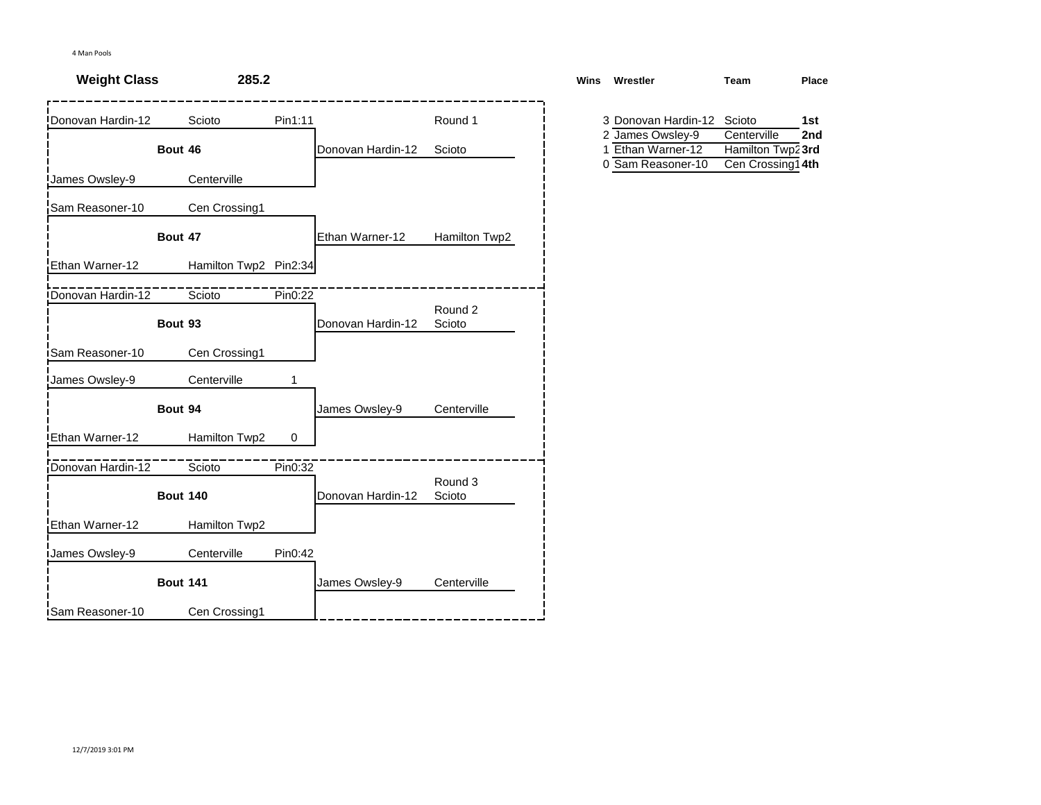4 Man Pools

**Weight Class** **285.2**

**Round 1**

| | | | | |
|---|---|---|---|---|
| Donovan Hardin-12 | Scioto | Pin1:11 | | |
| | **Bout 46** | | Donovan Hardin-12 | Scioto |
| James Owsley-9 | Centerville | | | |
| Sam Reasoner-10 | Cen Crossing1 | | | |
| | **Bout 47** | | Ethan Warner-12 | Hamilton Twp2 |
| Ethan Warner-12 | Hamilton Twp2 | Pin2:34 | | |

**Round 2**

| | | | | |
|---|---|---|---|---|
| Donovan Hardin-12 | Scioto | Pin0:22 | | |
| | **Bout 93** | | Donovan Hardin-12 | Scioto |
| Sam Reasoner-10 | Cen Crossing1 | | | |
| James Owsley-9 | Centerville | 1 | | |
| | **Bout 94** | | James Owsley-9 | Centerville |
| Ethan Warner-12 | Hamilton Twp2 | 0 | | |

**Round 3**

| | | | | |
|---|---|---|---|---|
| Donovan Hardin-12 | Scioto | Pin0:32 | | |
| | **Bout 140** | | Donovan Hardin-12 | Scioto |
| Ethan Warner-12 | Hamilton Twp2 | | | |
| James Owsley-9 | Centerville | Pin0:42 | | |
| | **Bout 141** | | James Owsley-9 | Centerville |
| Sam Reasoner-10 | Cen Crossing1 | | | |

| **Wins** | **Wrestler** | **Team** | **Place** |
|---|---|---|---|
| 3 | Donovan Hardin-12 | Scioto | **1st** |
| 2 | James Owsley-9 | Centerville | **2nd** |
| 1 | Ethan Warner-12 | Hamilton Twp2 | **3rd** |
| 0 | Sam Reasoner-10 | Cen Crossing1 | **4th** |

12/7/2019 3:01 PM